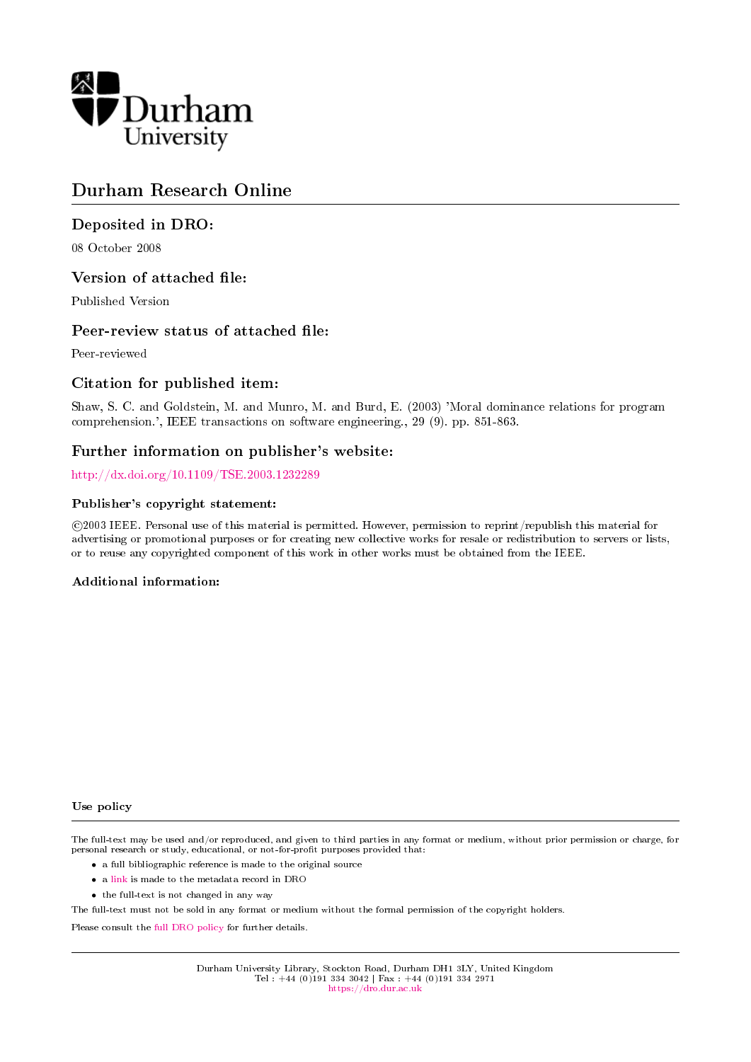Durham University

# Durham Research Online

## Deposited in DRO:

08 October 2008

## Version of attached file:

Published Version

## Peer-review status of attached file:

Peer-reviewed

## Citation for published item:

Shaw, S. C. and Goldstein, M. and Munro, M. and Burd, E. (2003) 'Moral dominance relations for program comprehension.', IEEE transactions on software engineering., 29 (9). pp. 851-863.

## Further information on publisher's website:

http://dx.doi.org/10.1109/TSE.2003.1232289

### Publisher's copyright statement:

©2003 IEEE. Personal use of this material is permitted. However, permission to reprint/republish this material for advertising or promotional purposes or for creating new collective works for resale or redistribution to servers or lists, or to reuse any copyrighted component of this work in other works must be obtained from the IEEE.

### Additional information:

### Use policy

The full-text may be used and/or reproduced, and given to third parties in any format or medium, without prior permission or charge, for personal research or study, educational, or not-for-profit purposes provided that:

- a full bibliographic reference is made to the original source
- a link is made to the metadata record in DRO
- the full-text is not changed in any way

The full-text must not be sold in any format or medium without the formal permission of the copyright holders.

Please consult the full DRO policy for further details.

Durham University Library, Stockton Road, Durham DH1 3LY, United Kingdom
Tel : +44 (0)191 334 3042 | Fax : +44 (0)191 334 2971
https://dro.dur.ac.uk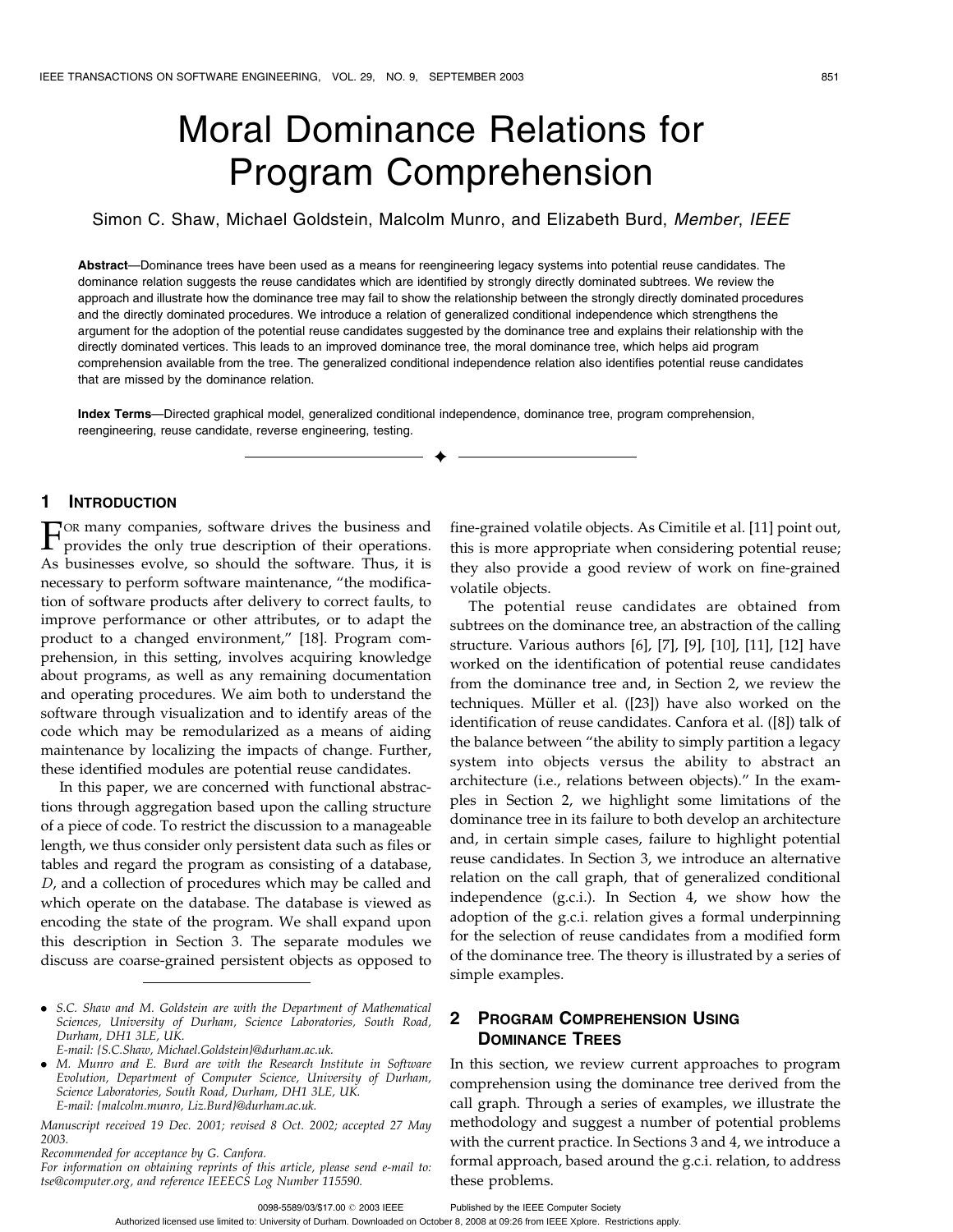# Moral Dominance Relations for Program Comprehension

Simon C. Shaw, Michael Goldstein, Malcolm Munro, and Elizabeth Burd, *Member*, *IEEE*

**Abstract**—Dominance trees have been used as a means for reengineering legacy systems into potential reuse candidates. The dominance relation suggests the reuse candidates which are identified by strongly directly dominated subtrees. We review the approach and illustrate how the dominance tree may fail to show the relationship between the strongly directly dominated procedures and the directly dominated procedures. We introduce a relation of generalized conditional independence which strengthens the argument for the adoption of the potential reuse candidates suggested by the dominance tree and explains their relationship with the directly dominated vertices. This leads to an improved dominance tree, the moral dominance tree, which helps aid program comprehension available from the tree. The generalized conditional independence relation also identifies potential reuse candidates that are missed by the dominance relation.

**Index Terms**—Directed graphical model, generalized conditional independence, dominance tree, program comprehension, reengineering, reuse candidate, reverse engineering, testing.

---

## 1 Introduction

For many companies, software drives the business and provides the only true description of their operations. As businesses evolve, so should the software. Thus, it is necessary to perform software maintenance, "the modification of software products after delivery to correct faults, to improve performance or other attributes, or to adapt the product to a changed environment," [18]. Program comprehension, in this setting, involves acquiring knowledge about programs, as well as any remaining documentation and operating procedures. We aim both to understand the software through visualization and to identify areas of the code which may be remodularized as a means of aiding maintenance by localizing the impacts of change. Further, these identified modules are potential reuse candidates.

In this paper, we are concerned with functional abstractions through aggregation based upon the calling structure of a piece of code. To restrict the discussion to a manageable length, we thus consider only persistent data such as files or tables and regard the program as consisting of a database, $D$, and a collection of procedures which may be called and which operate on the database. The database is viewed as encoding the state of the program. We shall expand upon this description in Section 3. The separate modules we discuss are coarse-grained persistent objects as opposed to fine-grained volatile objects. As Cimitile et al. [11] point out, this is more appropriate when considering potential reuse; they also provide a good review of work on fine-grained volatile objects.

The potential reuse candidates are obtained from subtrees on the dominance tree, an abstraction of the calling structure. Various authors [6], [7], [9], [10], [11], [12] have worked on the identification of potential reuse candidates from the dominance tree and, in Section 2, we review the techniques. Müller et al. ([23]) have also worked on the identification of reuse candidates. Canfora et al. ([8]) talk of the balance between "the ability to simply partition a legacy system into objects versus the ability to abstract an architecture (i.e., relations between objects)." In the examples in Section 2, we highlight some limitations of the dominance tree in its failure to both develop an architecture and, in certain simple cases, failure to highlight potential reuse candidates. In Section 3, we introduce an alternative relation on the call graph, that of generalized conditional independence (g.c.i.). In Section 4, we show how the adoption of the g.c.i. relation gives a formal underpinning for the selection of reuse candidates from a modified form of the dominance tree. The theory is illustrated by a series of simple examples.

## 2 Program Comprehension Using Dominance Trees

In this section, we review current approaches to program comprehension using the dominance tree derived from the call graph. Through a series of examples, we illustrate the methodology and suggest a number of potential problems with the current practice. In Sections 3 and 4, we introduce a formal approach, based around the g.c.i. relation, to address these problems.

---

- S.C. Shaw and M. Goldstein are with the Department of Mathematical Sciences, University of Durham, Science Laboratories, South Road, Durham, DH1 3LE, UK. E-mail: {S.C.Shaw, Michael.Goldstein}@durham.ac.uk.
- M. Munro and E. Burd are with the Research Institute in Software Evolution, Department of Computer Science, University of Durham, Science Laboratories, South Road, Durham, DH1 3LE, UK. E-mail: {malcolm.munro, Liz.Burd}@durham.ac.uk.

*Manuscript received 19 Dec. 2001; revised 8 Oct. 2002; accepted 27 May 2003.*

*Recommended for acceptance by G. Canfora.*

*For information on obtaining reprints of this article, please send e-mail to: tse@computer.org, and reference IEEECS Log Number 115590.*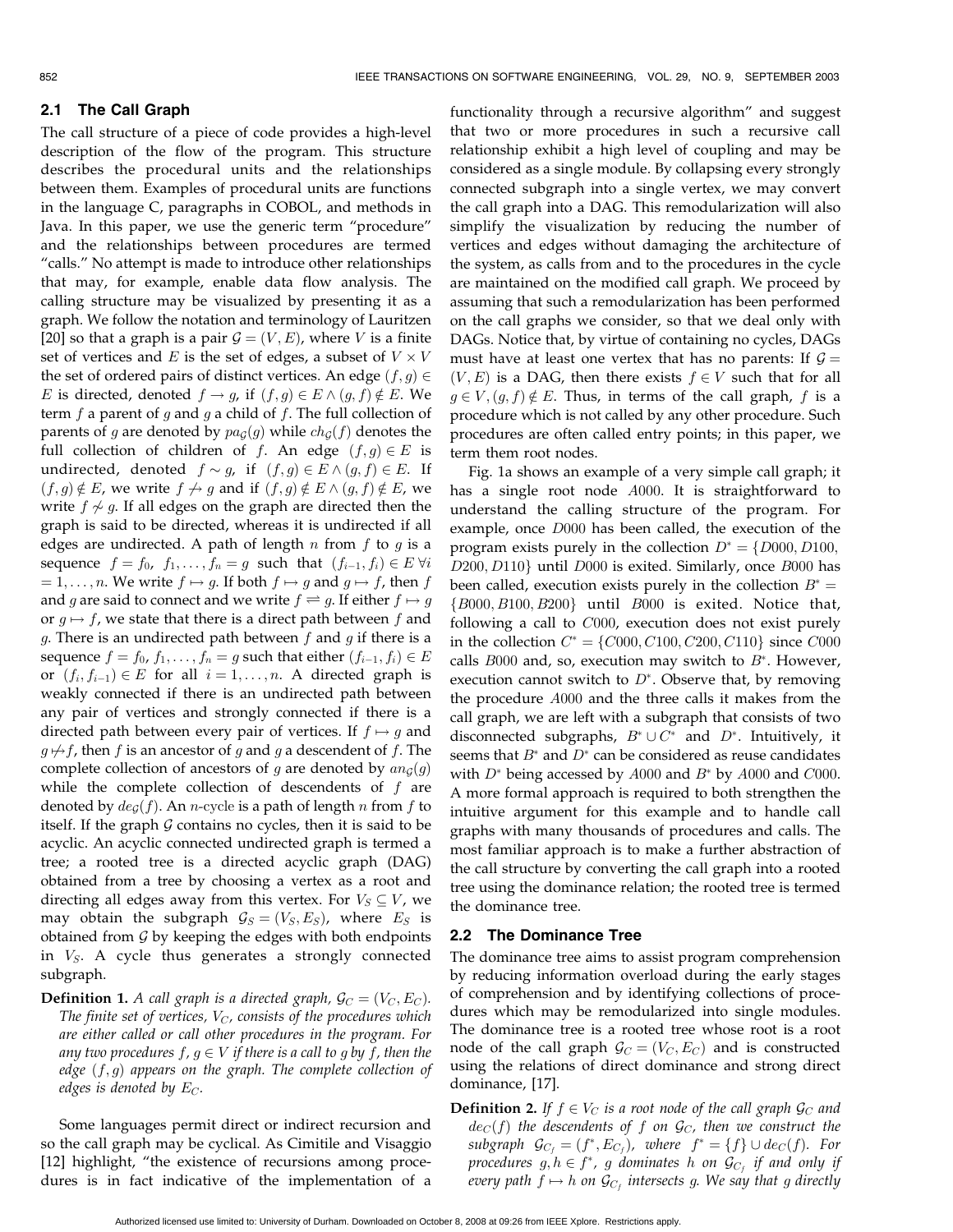### 2.1 The Call Graph

The call structure of a piece of code provides a high-level description of the flow of the program. This structure describes the procedural units and the relationships between them. Examples of procedural units are functions in the language C, paragraphs in COBOL, and methods in Java. In this paper, we use the generic term "procedure" and the relationships between procedures are termed "calls." No attempt is made to introduce other relationships that may, for example, enable data flow analysis. The calling structure may be visualized by presenting it as a graph. We follow the notation and terminology of Lauritzen [20] so that a graph is a pair $\mathcal{G} = (V, E)$, where $V$ is a finite set of vertices and $E$ is the set of edges, a subset of $V \times V$ the set of ordered pairs of distinct vertices. An edge $(f, g) \in E$ is directed, denoted $f \rightarrow g$, if $(f, g) \in E \wedge (g, f) \notin E$. We term $f$ a parent of $g$ and $g$ a child of $f$. The full collection of parents of $g$ are denoted by $pa_{\mathcal{G}}(g)$ while $ch_{\mathcal{G}}(f)$ denotes the full collection of children of $f$. An edge $(f, g) \in E$ is undirected, denoted $f \sim g$, if $(f, g) \in E \wedge (g, f) \in E$. If $(f, g) \notin E$, we write $f \not\rightarrow g$ and if $(f, g) \notin E \wedge (g, f) \notin E$, we write $f \not\sim g$. If all edges on the graph are directed then the graph is said to be directed, whereas it is undirected if all edges are undirected. A path of length $n$ from $f$ to $g$ is a sequence $f = f_0, f_1, \ldots, f_n = g$ such that $(f_{i-1}, f_i) \in E \; \forall i = 1, \ldots, n$. We write $f \mapsto g$. If both $f \mapsto g$ and $g \mapsto f$, then $f$ and $g$ are said to connect and we write $f \rightleftharpoons g$. If either $f \mapsto g$ or $g \mapsto f$, we state that there is a direct path between $f$ and $g$. There is an undirected path between $f$ and $g$ if there is a sequence $f = f_0, f_1, \ldots, f_n = g$ such that either $(f_{i-1}, f_i) \in E$ or $(f_i, f_{i-1}) \in E$ for all $i = 1, \ldots, n$. A directed graph is weakly connected if there is an undirected path between any pair of vertices and strongly connected if there is a directed path between every pair of vertices. If $f \mapsto g$ and $g \not\mapsto f$, then $f$ is an ancestor of $g$ and $g$ a descendent of $f$. The complete collection of ancestors of $g$ are denoted by $an_{\mathcal{G}}(g)$ while the complete collection of descendents of $f$ are denoted by $de_{\mathcal{G}}(f)$. An $n$-cycle is a path of length $n$ from $f$ to itself. If the graph $\mathcal{G}$ contains no cycles, then it is said to be acyclic. An acyclic connected undirected graph is termed a tree; a rooted tree is a directed acyclic graph (DAG) obtained from a tree by choosing a vertex as a root and directing all edges away from this vertex. For $V_S \subseteq V$, we may obtain the subgraph $\mathcal{G}_S = (V_S, E_S)$, where $E_S$ is obtained from $\mathcal{G}$ by keeping the edges with both endpoints in $V_S$. A cycle thus generates a strongly connected subgraph.

**Definition 1.** *A call graph is a directed graph, $\mathcal{G}_C = (V_C, E_C)$. The finite set of vertices, $V_C$, consists of the procedures which are either called or call other procedures in the program. For any two procedures $f, g \in V$ if there is a call to $g$ by $f$, then the edge $(f, g)$ appears on the graph. The complete collection of edges is denoted by $E_C$.*

Some languages permit direct or indirect recursion and so the call graph may be cyclical. As Cimitile and Visaggio [12] highlight, "the existence of recursions among procedures is in fact indicative of the implementation of a functionality through a recursive algorithm" and suggest that two or more procedures in such a recursive call relationship exhibit a high level of coupling and may be considered as a single module. By collapsing every strongly connected subgraph into a single vertex, we may convert the call graph into a DAG. This remodularization will also simplify the visualization by reducing the number of vertices and edges without damaging the architecture of the system, as calls from and to the procedures in the cycle are maintained on the modified call graph. We proceed by assuming that such a remodularization has been performed on the call graphs we consider, so that we deal only with DAGs. Notice that, by virtue of containing no cycles, DAGs must have at least one vertex that has no parents: If $\mathcal{G} = (V, E)$ is a DAG, then there exists $f \in V$ such that for all $g \in V, (g, f) \notin E$. Thus, in terms of the call graph, $f$ is a procedure which is not called by any other procedure. Such procedures are often called entry points; in this paper, we term them root nodes.

Fig. 1a shows an example of a very simple call graph; it has a single root node $A000$. It is straightforward to understand the calling structure of the program. For example, once $D000$ has been called, the execution of the program exists purely in the collection $D^* = \{D000, D100, D200, D110\}$ until $D000$ is exited. Similarly, once $B000$ has been called, execution exists purely in the collection $B^* = \{B000, B100, B200\}$ until $B000$ is exited. Notice that, following a call to $C000$, execution does not exist purely in the collection $C^* = \{C000, C100, C200, C110\}$ since $C000$ calls $B000$ and, so, execution may switch to $B^*$. However, execution cannot switch to $D^*$. Observe that, by removing the procedure $A000$ and the three calls it makes from the call graph, we are left with a subgraph that consists of two disconnected subgraphs, $B^* \cup C^*$ and $D^*$. Intuitively, it seems that $B^*$ and $D^*$ can be considered as reuse candidates with $D^*$ being accessed by $A000$ and $B^*$ by $A000$ and $C000$. A more formal approach is required to both strengthen the intuitive argument for this example and to handle call graphs with many thousands of procedures and calls. The most familiar approach is to make a further abstraction of the call structure by converting the call graph into a rooted tree using the dominance relation; the rooted tree is termed the dominance tree.

### 2.2 The Dominance Tree

The dominance tree aims to assist program comprehension by reducing information overload during the early stages of comprehension and by identifying collections of procedures which may be remodularized into single modules. The dominance tree is a rooted tree whose root is a root node of the call graph $\mathcal{G}_C = (V_C, E_C)$ and is constructed using the relations of direct dominance and strong direct dominance, [17].

**Definition 2.** *If $f \in V_C$ is a root node of the call graph $\mathcal{G}_C$ and $de_C(f)$ the descendents of $f$ on $\mathcal{G}_C$, then we construct the subgraph $\mathcal{G}_{C_f} = (f^*, E_{C_f})$, where $f^* = \{f\} \cup de_C(f)$. For procedures $g, h \in f^*$, $g$ dominates $h$ on $\mathcal{G}_{C_f}$ if and only if every path $f \mapsto h$ on $\mathcal{G}_{C_f}$ intersects $g$. We say that $g$ directly*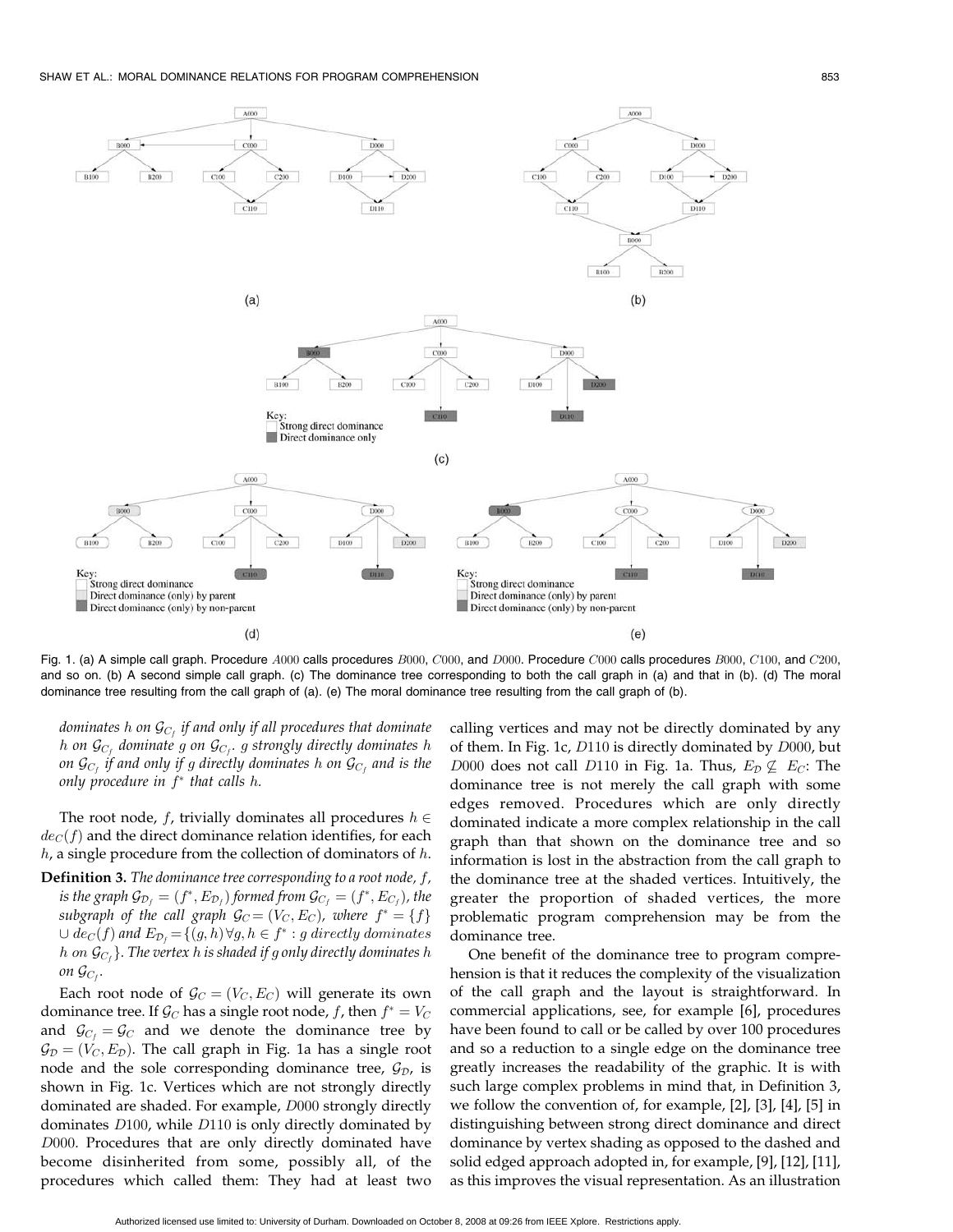Fig. 1. (a) A simple call graph. Procedure $A000$ calls procedures $B000$, $C000$, and $D000$. Procedure $C000$ calls procedures $B000$, $C100$, and $C200$, and so on. (b) A second simple call graph. (c) The dominance tree corresponding to both the call graph in (a) and that in (b). (d) The moral dominance tree resulting from the call graph of (a). (e) The moral dominance tree resulting from the call graph of (b).

*dominates* $h$ *on* $\mathcal{G}_{C_f}$ *if and only if all procedures that dominate* $h$ *on* $\mathcal{G}_{C_f}$ *dominate* $g$ *on* $\mathcal{G}_{C_f}$. $g$ *strongly directly dominates* $h$ *on* $\mathcal{G}_{C_f}$ *if and only if* $g$ *directly dominates* $h$ *on* $\mathcal{G}_{C_f}$ *and is the only procedure in* $f^*$ *that calls* $h$.

The root node, $f$, trivially dominates all procedures $h \in de_C(f)$ and the direct dominance relation identifies, for each $h$, a single procedure from the collection of dominators of $h$.

**Definition 3.** *The dominance tree corresponding to a root node,* $f$, *is the graph* $\mathcal{G}_{\mathcal{D}_f} = (f^*, E_{\mathcal{D}_f})$ *formed from* $\mathcal{G}_{C_f} = (f^*, E_{C_f})$, *the subgraph of the call graph* $\mathcal{G}_C = (V_C, E_C)$, *where* $f^* = \{f\} \cup de_C(f)$ *and* $E_{\mathcal{D}_f} = \{(g, h) \forall g, h \in f^* : g \; directly \; dominates \; h \; on \; \mathcal{G}_{C_f}\}$. *The vertex* $h$ *is shaded if* $g$ *only directly dominates* $h$ *on* $\mathcal{G}_{C_f}$.

Each root node of $\mathcal{G}_C = (V_C, E_C)$ will generate its own dominance tree. If $\mathcal{G}_C$ has a single root node, $f$, then $f^* = V_C$ and $\mathcal{G}_{C_f} = \mathcal{G}_C$ and we denote the dominance tree by $\mathcal{G}_\mathcal{D} = (V_C, E_\mathcal{D})$. The call graph in Fig. 1a has a single root node and the sole corresponding dominance tree, $\mathcal{G}_\mathcal{D}$, is shown in Fig. 1c. Vertices which are not strongly directly dominated are shaded. For example, $D000$ strongly directly dominates $D100$, while $D110$ is only directly dominated by $D000$. Procedures that are only directly dominated have become disinherited from some, possibly all, of the procedures which called them: They had at least two calling vertices and may not be directly dominated by any of them. In Fig. 1c, $D110$ is directly dominated by $D000$, but $D000$ does not call $D110$ in Fig. 1a. Thus, $E_\mathcal{D} \not\subseteq E_C$: The dominance tree is not merely the call graph with some edges removed. Procedures which are only directly dominated indicate a more complex relationship in the call graph than that shown on the dominance tree and so information is lost in the abstraction from the call graph to the dominance tree at the shaded vertices. Intuitively, the greater the proportion of shaded vertices, the more problematic program comprehension may be from the dominance tree.

One benefit of the dominance tree to program comprehension is that it reduces the complexity of the visualization of the call graph and the layout is straightforward. In commercial applications, see, for example [6], procedures have been found to call or be called by over 100 procedures and so a reduction to a single edge on the dominance tree greatly increases the readability of the graphic. It is with such large complex problems in mind that, in Definition 3, we follow the convention of, for example, [2], [3], [4], [5] in distinguishing between strong direct dominance and direct dominance by vertex shading as opposed to the dashed and solid edged approach adopted in, for example, [9], [12], [11], as this improves the visual representation. As an illustration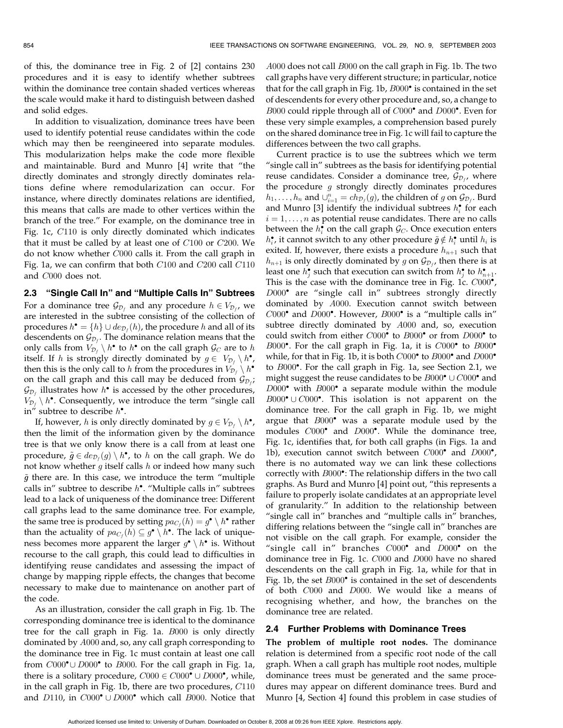of this, the dominance tree in Fig. 2 of [2] contains 230 procedures and it is easy to identify whether subtrees within the dominance tree contain shaded vertices whereas the scale would make it hard to distinguish between dashed and solid edges.

In addition to visualization, dominance trees have been used to identify potential reuse candidates within the code which may then be reengineered into separate modules. This modularization helps make the code more flexible and maintainable. Burd and Munro [4] write that "the directly dominates and strongly directly dominates relations define where remodularization can occur. For instance, where directly dominates relations are identified, this means that calls are made to other vertices within the branch of the tree." For example, on the dominance tree in Fig. 1c, $C110$ is only directly dominated which indicates that it must be called by at least one of $C100$ or $C200$. We do not know whether $C000$ calls it. From the call graph in Fig. 1a, we can confirm that both $C100$ and $C200$ call $C110$ and $C000$ does not.

### 2.3 "Single Call In" and "Multiple Calls In" Subtrees

For a dominance tree $\mathcal{G}_{\mathcal{D}_f}$ and any procedure $h \in V_{\mathcal{D}_f}$, we are interested in the subtree consisting of the collection of procedures $h^\bullet = \{h\} \cup de_{\mathcal{D}_f}(h)$, the procedure $h$ and all of its descendents on $\mathcal{G}_{\mathcal{D}_f}$. The dominance relation means that the only calls from $V_{\mathcal{D}_f} \setminus h^\bullet$ to $h^\bullet$ on the call graph $\mathcal{G}_C$ are to $h$ itself. If $h$ is strongly directly dominated by $g \in V_{\mathcal{D}_f} \setminus h^\bullet$, then this is the only call to $h$ from the procedures in $V_{\mathcal{D}_f} \setminus h^\bullet$ on the call graph and this call may be deduced from $\mathcal{G}_{\mathcal{D}_f}$; $\mathcal{G}_{\mathcal{D}_f}$ illustrates how $h^\bullet$ is accessed by the other procedures, $V_{\mathcal{D}_f} \setminus h^\bullet$. Consequently, we introduce the term "single call in" subtree to describe $h^\bullet$.

If, however, $h$ is only directly dominated by $g \in V_{\mathcal{D}_f} \setminus h^\bullet$, then the limit of the information given by the dominance tree is that we only know there is a call from at least one procedure, $\tilde{g} \in de_{\mathcal{D}_f}(g) \setminus h^\bullet$, to $h$ on the call graph. We do not know whether $g$ itself calls $h$ or indeed how many such $\tilde{g}$ there are. In this case, we introduce the term "multiple calls in" subtree to describe $h^\bullet$. "Multiple calls in" subtrees lead to a lack of uniqueness of the dominance tree: Different call graphs lead to the same dominance tree. For example, the same tree is produced by setting $pa_{C_f}(h) = g^\bullet \setminus h^\bullet$ rather than the actuality of $pa_{C_f}(h) \subseteq g^\bullet \setminus h^\bullet$. The lack of uniqueness becomes more apparent the larger $g^\bullet \setminus h^\bullet$ is. Without recourse to the call graph, this could lead to difficulties in identifying reuse candidates and assessing the impact of change by mapping ripple effects, the changes that become necessary to make due to maintenance on another part of the code.

As an illustration, consider the call graph in Fig. 1b. The corresponding dominance tree is identical to the dominance tree for the call graph in Fig. 1a. $B000$ is only directly dominated by $A000$ and, so, any call graph corresponding to the dominance tree in Fig. 1c must contain at least one call from $C000^\bullet \cup D000^\bullet$ to $B000$. For the call graph in Fig. 1a, there is a solitary procedure, $C000 \in C000^\bullet \cup D000^\bullet$, while, in the call graph in Fig. 1b, there are two procedures, $C110$ and $D110$, in $C000^\bullet \cup D000^\bullet$ which call $B000$. Notice that $A000$ does not call $B000$ on the call graph in Fig. 1b. The two call graphs have very different structure; in particular, notice that for the call graph in Fig. 1b, $B000^\bullet$ is contained in the set of descendents for every other procedure and, so, a change to $B000$ could ripple through all of $C000^\bullet$ and $D000^\bullet$. Even for these very simple examples, a comprehension based purely on the shared dominance tree in Fig. 1c will fail to capture the differences between the two call graphs.

Current practice is to use the subtrees which we term "single call in" subtrees as the basis for identifying potential reuse candidates. Consider a dominance tree, $\mathcal{G}_{\mathcal{D}_f}$, where the procedure $g$ strongly directly dominates procedures $h_1, \ldots, h_n$ and $\cup_{i=1}^{n} = ch_{\mathcal{D}_f}(g)$, the children of $g$ on $\mathcal{G}_{\mathcal{D}_f}$. Burd and Munro [3] identify the individual subtrees $h_i^\bullet$ for each $i = 1, \ldots, n$ as potential reuse candidates. There are no calls between the $h_i^\bullet$ on the call graph $\mathcal{G}_C$. Once execution enters $h_i^\bullet$, it cannot switch to any other procedure $\tilde{g} \notin h_i^\bullet$ until $h_i$ is exited. If, however, there exists a procedure $h_{n+1}$ such that $h_{n+1}$ is only directly dominated by $g$ on $\mathcal{G}_{\mathcal{D}_f}$, then there is at least one $h_j^\bullet$ such that execution can switch from $h_j^\bullet$ to $h_{n+1}^\bullet$. This is the case with the dominance tree in Fig. 1c. $C000^\bullet$, $D000^\bullet$ are "single call in" subtrees strongly directly dominated by $A000$. Execution cannot switch between $C000^\bullet$ and $D000^\bullet$. However, $B000^\bullet$ is a "multiple calls in" subtree directly dominated by $A000$ and, so, execution could switch from either $C000^\bullet$ to $B000^\bullet$ or from $D000^\bullet$ to $B000^\bullet$. For the call graph in Fig. 1a, it is $C000^\bullet$ to $B000^\bullet$ while, for that in Fig. 1b, it is both $C000^\bullet$ to $B000^\bullet$ and $D000^\bullet$ to $B000^\bullet$. For the call graph in Fig. 1a, see Section 2.1, we might suggest the reuse candidates to be $B000^\bullet \cup C000^\bullet$ and $D000^\bullet$ with $B000^\bullet$ a separate module within the module $B000^\bullet \cup C000^\bullet$. This isolation is not apparent on the dominance tree. For the call graph in Fig. 1b, we might argue that $B000^\bullet$ was a separate module used by the modules $C000^\bullet$ and $D000^\bullet$. While the dominance tree, Fig. 1c, identifies that, for both call graphs (in Figs. 1a and 1b), execution cannot switch between $C000^\bullet$ and $D000^\bullet$, there is no automated way we can link these collections correctly with $B000^\bullet$: The relationship differs in the two call graphs. As Burd and Munro [4] point out, "this represents a failure to properly isolate candidates at an appropriate level of granularity." In addition to the relationship between "single call in" branches and "multiple calls in" branches, differing relations between the "single call in" branches are not visible on the call graph. For example, consider the "single call in" branches $C000^\bullet$ and $D000^\bullet$ on the dominance tree in Fig. 1c. $C000$ and $D000$ have no shared descendents on the call graph in Fig. 1a, while for that in Fig. 1b, the set $B000^\bullet$ is contained in the set of descendents of both $C000$ and $D000$. We would like a means of recognising whether, and how, the branches on the dominance tree are related.

### 2.4 Further Problems with Dominance Trees

**The problem of multiple root nodes.** The dominance relation is determined from a specific root node of the call graph. When a call graph has multiple root nodes, multiple dominance trees must be generated and the same procedures may appear on different dominance trees. Burd and Munro [4, Section 4] found this problem in case studies of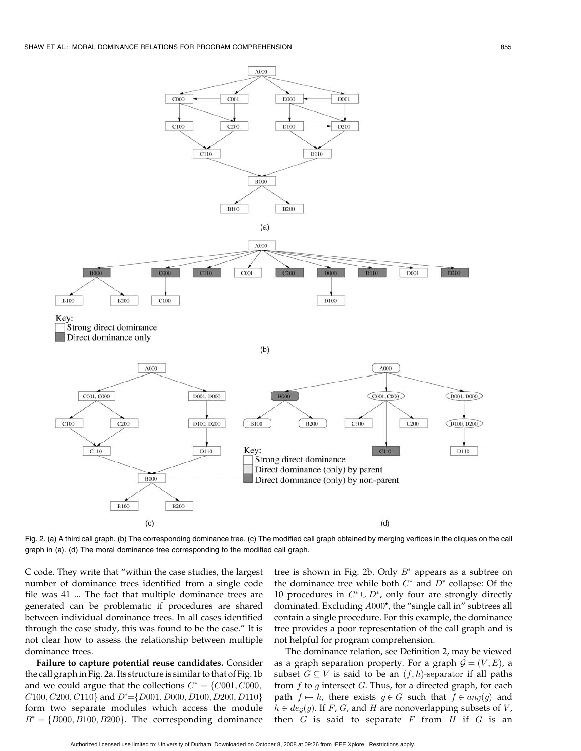Fig. 2. (a) A third call graph. (b) The corresponding dominance tree. (c) The modified call graph obtained by merging vertices in the cliques on the call graph in (a). (d) The moral dominance tree corresponding to the modified call graph.

C code. They write that "within the case studies, the largest number of dominance trees identified from a single code file was 41 ... The fact that multiple dominance trees are generated can be problematic if procedures are shared between individual dominance trees. In all cases identified through the case study, this was found to be the case." It is not clear how to assess the relationship between multiple dominance trees.

**Failure to capture potential reuse candidates.** Consider the call graph in Fig. 2a. Its structure is similar to that of Fig. 1b and we could argue that the collections $C^* = \{C001, C000, C100, C200, C110\}$ and $D^* = \{D001, D000, D100, D200, D110\}$ form two separate modules which access the module $B^* = \{B000, B100, B200\}$. The corresponding dominance tree is shown in Fig. 2b. Only $B^*$ appears as a subtree on the dominance tree while both $C^*$ and $D^*$ collapse: Of the 10 procedures in $C^* \cup D^*$, only four are strongly directly dominated. Excluding $A000^\bullet$, the "single call in" subtrees all contain a single procedure. For this example, the dominance tree provides a poor representation of the call graph and is not helpful for program comprehension.

The dominance relation, see Definition 2, may be viewed as a graph separation property. For a graph $\mathcal{G} = (V, E)$, a subset $G \subseteq V$ is said to be an $(f, h)$-separator if all paths from $f$ to $g$ intersect $G$. Thus, for a directed graph, for each path $f \mapsto h$, there exists $g \in G$ such that $f \in an_{\mathcal{G}}(g)$ and $h \in de_{\mathcal{G}}(g)$. If $F$, $G$, and $H$ are nonoverlapping subsets of $V$, then $G$ is said to separate $F$ from $H$ if $G$ is an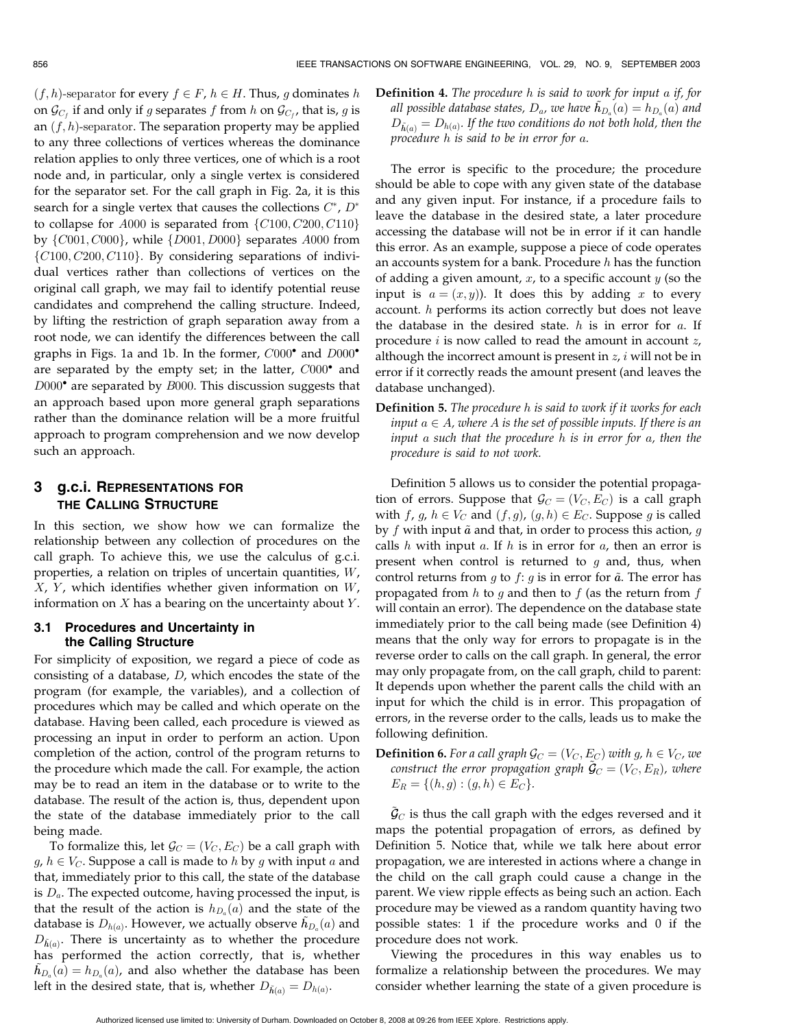$(f,h)$-separator for every $f \in F$, $h \in H$. Thus, $g$ dominates $h$ on $\mathcal{G}_{C_f}$ if and only if $g$ separates $f$ from $h$ on $\mathcal{G}_{C_f}$, that is, $g$ is an $(f,h)$-separator. The separation property may be applied to any three collections of vertices whereas the dominance relation applies to only three vertices, one of which is a root node and, in particular, only a single vertex is considered for the separator set. For the call graph in Fig. 2a, it is this search for a single vertex that causes the collections $C^*$, $D^*$ to collapse for $A000$ is separated from $\{C100, C200, C110\}$ by $\{C001, C000\}$, while $\{D001, D000\}$ separates $A000$ from $\{C100, C200, C110\}$. By considering separations of individual vertices rather than collections of vertices on the original call graph, we may fail to identify potential reuse candidates and comprehend the calling structure. Indeed, by lifting the restriction of graph separation away from a root node, we can identify the differences between the call graphs in Figs. 1a and 1b. In the former, $C000^\bullet$ and $D000^\bullet$ are separated by the empty set; in the latter, $C000^\bullet$ and $D000^\bullet$ are separated by $B000$. This discussion suggests that an approach based upon more general graph separations rather than the dominance relation will be a more fruitful approach to program comprehension and we now develop such an approach.

## 3 g.c.i. Representations for the Calling Structure

In this section, we show how we can formalize the relationship between any collection of procedures on the call graph. To achieve this, we use the calculus of g.c.i. properties, a relation on triples of uncertain quantities, $W$, $X$, $Y$, which identifies whether given information on $W$, information on $X$ has a bearing on the uncertainty about $Y$.

### 3.1 Procedures and Uncertainty in the Calling Structure

For simplicity of exposition, we regard a piece of code as consisting of a database, $D$, which encodes the state of the program (for example, the variables), and a collection of procedures which may be called and which operate on the database. Having been called, each procedure is viewed as processing an input in order to perform an action. Upon completion of the action, control of the program returns to the procedure which made the call. For example, the action may be to read an item in the database or to write to the database. The result of the action is, thus, dependent upon the state of the database immediately prior to the call being made.

To formalize this, let $\mathcal{G}_C = (V_C, E_C)$ be a call graph with $g$, $h \in V_C$. Suppose a call is made to $h$ by $g$ with input $a$ and that, immediately prior to this call, the state of the database is $D_a$. The expected outcome, having processed the input, is that the result of the action is $h_{D_a}(a)$ and the state of the database is $D_{h(a)}$. However, we actually observe $\tilde{h}_{D_a}(a)$ and $D_{\tilde{h}(a)}$. There is uncertainty as to whether the procedure has performed the action correctly, that is, whether $\tilde{h}_{D_a}(a) = h_{D_a}(a)$, and also whether the database has been left in the desired state, that is, whether $D_{\tilde{h}(a)} = D_{h(a)}$.

**Definition 4.** *The procedure $h$ is said to work for input $a$ if, for all possible database states, $D_a$, we have $\tilde{h}_{D_a}(a) = h_{D_a}(a)$ and $D_{\tilde{h}(a)} = D_{h(a)}$. If the two conditions do not both hold, then the procedure $h$ is said to be in error for $a$.*

The error is specific to the procedure; the procedure should be able to cope with any given state of the database and any given input. For instance, if a procedure fails to leave the database in the desired state, a later procedure accessing the database will not be in error if it can handle this error. As an example, suppose a piece of code operates an accounts system for a bank. Procedure $h$ has the function of adding a given amount, $x$, to a specific account $y$ (so the input is $a = (x, y)$). It does this by adding $x$ to every account. $h$ performs its action correctly but does not leave the database in the desired state. $h$ is in error for $a$. If procedure $i$ is now called to read the amount in account $z$, although the incorrect amount is present in $z$, $i$ will not be in error if it correctly reads the amount present (and leaves the database unchanged).

**Definition 5.** *The procedure $h$ is said to work if it works for each input $a \in A$, where $A$ is the set of possible inputs. If there is an input $a$ such that the procedure $h$ is in error for $a$, then the procedure is said to not work.*

Definition 5 allows us to consider the potential propagation of errors. Suppose that $\mathcal{G}_C = (V_C, E_C)$ is a call graph with $f$, $g$, $h \in V_C$ and $(f, g)$, $(g, h) \in E_C$. Suppose $g$ is called by $f$ with input $\tilde{a}$ and that, in order to process this action, $g$ calls $h$ with input $a$. If $h$ is in error for $a$, then an error is present when control is returned to $g$ and, thus, when control returns from $g$ to $f$: $g$ is in error for $\tilde{a}$. The error has propagated from $h$ to $g$ and then to $f$ (as the return from $f$ will contain an error). The dependence on the database state immediately prior to the call being made (see Definition 4) means that the only way for errors to propagate is in the reverse order to calls on the call graph. In general, the error may only propagate from, on the call graph, child to parent: It depends upon whether the parent calls the child with an input for which the child is in error. This propagation of errors, in the reverse order to the calls, leads us to make the following definition.

**Definition 6.** *For a call graph $\mathcal{G}_C = (V_C, E_C)$ with $g$, $h \in V_C$, we construct the error propagation graph $\tilde{\mathcal{G}}_C = (V_C, E_R)$, where $E_R = \{(h, g) : (g, h) \in E_C\}$.*

$\tilde{\mathcal{G}}_C$ is thus the call graph with the edges reversed and it maps the potential propagation of errors, as defined by Definition 5. Notice that, while we talk here about error propagation, we are interested in actions where a change in the child on the call graph could cause a change in the parent. We view ripple effects as being such an action. Each procedure may be viewed as a random quantity having two possible states: 1 if the procedure works and 0 if the procedure does not work.

Viewing the procedures in this way enables us to formalize a relationship between the procedures. We may consider whether learning the state of a given procedure is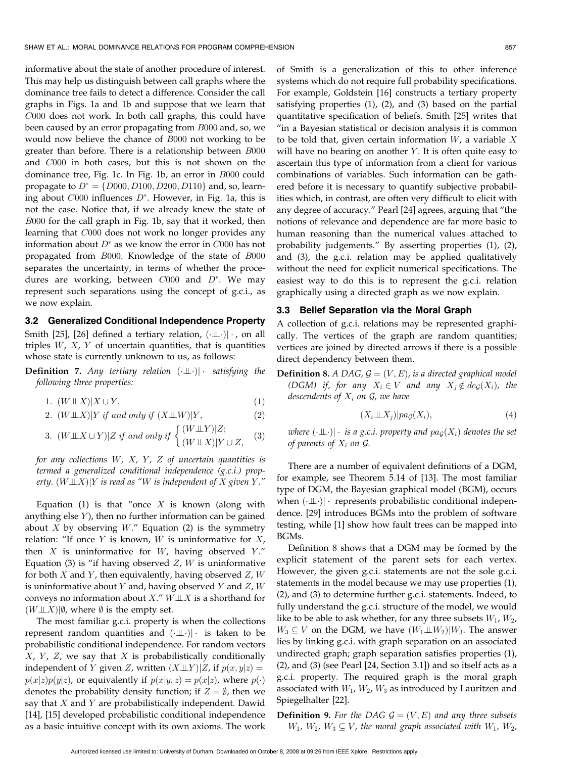informative about the state of another procedure of interest. This may help us distinguish between call graphs where the dominance tree fails to detect a difference. Consider the call graphs in Figs. 1a and 1b and suppose that we learn that $C000$ does not work. In both call graphs, this could have been caused by an error propagating from $B000$ and, so, we would now believe the chance of $B000$ not working to be greater than before. There is a relationship between $B000$ and $C000$ in both cases, but this is not shown on the dominance tree, Fig. 1c. In Fig. 1b, an error in $B000$ could propagate to $D^* = \{D000, D100, D200, D110\}$ and, so, learning about $C000$ influences $D^*$. However, in Fig. 1a, this is not the case. Notice that, if we already knew the state of $B000$ for the call graph in Fig. 1b, say that it worked, then learning that $C000$ does not work no longer provides any information about $D^*$ as we know the error in $C000$ has not propagated from $B000$. Knowledge of the state of $B000$ separates the uncertainty, in terms of whether the procedures are working, between $C000$ and $D^*$. We may represent such separations using the concept of g.c.i., as we now explain.

### 3.2 Generalized Conditional Independence Property

Smith [25], [26] defined a tertiary relation, $(\cdot \perp\!\!\!\perp \cdot)| \cdot$, on all triples $W$, $X$, $Y$ of uncertain quantities, that is quantities whose state is currently unknown to us, as follows:

**Definition 7.** *Any tertiary relation $(\cdot \perp\!\!\!\perp \cdot)| \cdot$ satisfying the following three properties:*

1. $(W \perp\!\!\!\perp X)|X \cup Y,$ (1)
2. $(W \perp\!\!\!\perp X)|Y$ *if and only if* $(X \perp\!\!\!\perp W)|Y,$ (2)
3. $(W \perp\!\!\!\perp X \cup Y)|Z$ *if and only if* $\begin{cases} (W \perp\!\!\!\perp Y)|Z; \\ (W \perp\!\!\!\perp X)|Y \cup Z, \end{cases}$ (3)

*for any collections $W$, $X$, $Y$, $Z$ of uncertain quantities is termed a generalized conditional independence (g.c.i.) property. $(W \perp\!\!\!\perp X)|Y$ is read as "$W$ is independent of $X$ given $Y$."*

Equation (1) is that "once $X$ is known (along with anything else $Y$), then no further information can be gained about $X$ by observing $W$." Equation (2) is the symmetry relation: "If once $Y$ is known, $W$ is uninformative for $X$, then $X$ is uninformative for $W$, having observed $Y$." Equation (3) is "if having observed $Z$, $W$ is uninformative for both $X$ and $Y$, then equivalently, having observed $Z$, $W$ is uninformative about $Y$ and, having observed $Y$ and $Z$, $W$ conveys no information about $X$." $W \perp\!\!\!\perp X$ is a shorthand for $(W \perp\!\!\!\perp X)|\emptyset$, where $\emptyset$ is the empty set.

The most familiar g.c.i. property is when the collections represent random quantities and $(\cdot \perp\!\!\!\perp \cdot)| \cdot$ is taken to be probabilistic conditional independence. For random vectors $X$, $Y$, $Z$, we say that $X$ is probabilistically conditionally independent of $Y$ given $Z$, written $(X \perp\!\!\!\perp Y)|Z$, if $p(x, y|z) = p(x|z)p(y|z)$, or equivalently if $p(x|y, z) = p(x|z)$, where $p(\cdot)$ denotes the probability density function; if $Z = \emptyset$, then we say that $X$ and $Y$ are probabilistically independent. Dawid [14], [15] developed probabilistic conditional independence as a basic intuitive concept with its own axioms. The work of Smith is a generalization of this to other inference systems which do not require full probability specifications. For example, Goldstein [16] constructs a tertiary property satisfying properties (1), (2), and (3) based on the partial quantitative specification of beliefs. Smith [25] writes that "in a Bayesian statistical or decision analysis it is common to be told that, given certain information $W$, a variable $X$ will have no bearing on another $Y$. It is often quite easy to ascertain this type of information from a client for various combinations of variables. Such information can be gathered before it is necessary to quantify subjective probabilities which, in contrast, are often very difficult to elicit with any degree of accuracy." Pearl [24] agrees, arguing that "the notions of relevance and dependence are far more basic to human reasoning than the numerical values attached to probability judgements." By asserting properties (1), (2), and (3), the g.c.i. relation may be applied qualitatively without the need for explicit numerical specifications. The easiest way to do this is to represent the g.c.i. relation graphically using a directed graph as we now explain.

### 3.3 Belief Separation via the Moral Graph

A collection of g.c.i. relations may be represented graphically. The vertices of the graph are random quantities; vertices are joined by directed arrows if there is a possible direct dependency between them.

**Definition 8.** *A DAG, $\mathcal{G} = (V, E)$, is a directed graphical model (DGM) if, for any $X_i \in V$ and any $X_j \notin de_{\mathcal{G}}(X_i)$, the descendents of $X_i$ on $\mathcal{G}$, we have*

$$(X_i \perp\!\!\!\perp X_j)|pa_{\mathcal{G}}(X_i), \tag{4}$$

*where $(\cdot \perp\!\!\!\perp \cdot)| \cdot$ is a g.c.i. property and $pa_{\mathcal{G}}(X_i)$ denotes the set of parents of $X_i$ on $\mathcal{G}$.*

There are a number of equivalent definitions of a DGM, for example, see Theorem 5.14 of [13]. The most familiar type of DGM, the Bayesian graphical model (BGM), occurs when $(\cdot \perp\!\!\!\perp \cdot)| \cdot$ represents probabilistic conditional independence. [29] introduces BGMs into the problem of software testing, while [1] show how fault trees can be mapped into BGMs.

Definition 8 shows that a DGM may be formed by the explicit statement of the parent sets for each vertex. However, the given g.c.i. statements are not the sole g.c.i. statements in the model because we may use properties (1), (2), and (3) to determine further g.c.i. statements. Indeed, to fully understand the g.c.i. structure of the model, we would like to be able to ask whether, for any three subsets $W_1$, $W_2$, $W_3 \subseteq V$ on the DGM, we have $(W_1 \perp\!\!\!\perp W_2)|W_3$. The answer lies by linking g.c.i. with graph separation on an associated undirected graph; graph separation satisfies properties (1), (2), and (3) (see Pearl [24, Section 3.1]) and so itself acts as a g.c.i. property. The required graph is the moral graph associated with $W_1$, $W_2$, $W_3$ as introduced by Lauritzen and Spiegelhalter [22].

**Definition 9.** *For the DAG $\mathcal{G} = (V, E)$ and any three subsets $W_1$, $W_2$, $W_3 \subseteq V$, the moral graph associated with $W_1$, $W_2$,*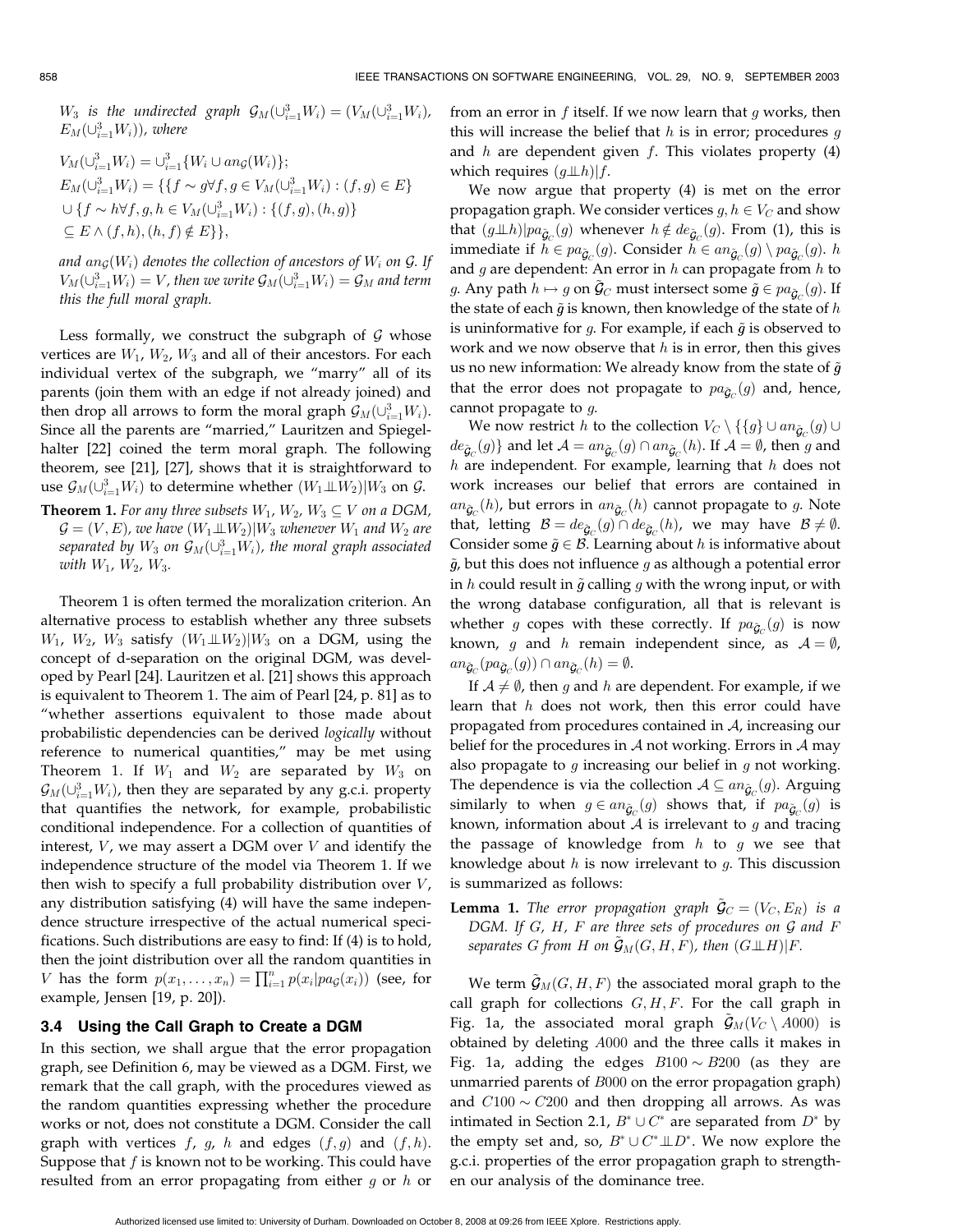$W_3$ *is the undirected graph* $\mathcal{G}_M(\cup_{i=1}^3 W_i) = (V_M(\cup_{i=1}^3 W_i), E_M(\cup_{i=1}^3 W_i))$*, where*

$$V_M(\cup_{i=1}^3 W_i) = \cup_{i=1}^3 \{W_i \cup an_{\mathcal{G}}(W_i)\};$$

$$E_M(\cup_{i=1}^3 W_i) = \{\{f \sim g \forall f, g \in V_M(\cup_{i=1}^3 W_i) : (f,g) \in E\} \cup \{f \sim h \forall f, g, h \in V_M(\cup_{i=1}^3 W_i) : \{(f,g),(h,g)\} \subseteq E \wedge (f,h),(h,f) \notin E\}\},$$

*and* $an_{\mathcal{G}}(W_i)$ *denotes the collection of ancestors of* $W_i$ *on* $\mathcal{G}$*. If* $V_M(\cup_{i=1}^3 W_i) = V$*, then we write* $\mathcal{G}_M(\cup_{i=1}^3 W_i) = \mathcal{G}_M$ *and term this the full moral graph.*

Less formally, we construct the subgraph of $\mathcal{G}$ whose vertices are $W_1$, $W_2$, $W_3$ and all of their ancestors. For each individual vertex of the subgraph, we "marry" all of its parents (join them with an edge if not already joined) and then drop all arrows to form the moral graph $\mathcal{G}_M(\cup_{i=1}^3 W_i)$. Since all the parents are "married," Lauritzen and Spiegelhalter [22] coined the term moral graph. The following theorem, see [21], [27], shows that it is straightforward to use $\mathcal{G}_M(\cup_{i=1}^3 W_i)$ to determine whether $(W_1 \perp\!\!\!\perp W_2)|W_3$ on $\mathcal{G}$.

**Theorem 1.** *For any three subsets* $W_1$, $W_2$, $W_3 \subseteq V$ *on a DGM,* $\mathcal{G} = (V, E)$*, we have* $(W_1 \perp\!\!\!\perp W_2)|W_3$ *whenever* $W_1$ *and* $W_2$ *are separated by* $W_3$ *on* $\mathcal{G}_M(\cup_{i=1}^3 W_i)$*, the moral graph associated with* $W_1$*,* $W_2$*,* $W_3$*.*

Theorem 1 is often termed the moralization criterion. An alternative process to establish whether any three subsets $W_1$, $W_2$, $W_3$ satisfy $(W_1 \perp\!\!\!\perp W_2)|W_3$ on a DGM, using the concept of d-separation on the original DGM, was developed by Pearl [24]. Lauritzen et al. [21] shows this approach is equivalent to Theorem 1. The aim of Pearl [24, p. 81] as to "whether assertions equivalent to those made about probabilistic dependencies can be derived *logically* without reference to numerical quantities," may be met using Theorem 1. If $W_1$ and $W_2$ are separated by $W_3$ on $\mathcal{G}_M(\cup_{i=1}^3 W_i)$, then they are separated by any g.c.i. property that quantifies the network, for example, probabilistic conditional independence. For a collection of quantities of interest, $V$, we may assert a DGM over $V$ and identify the independence structure of the model via Theorem 1. If we then wish to specify a full probability distribution over $V$, any distribution satisfying (4) will have the same independence structure irrespective of the actual numerical specifications. Such distributions are easy to find: If (4) is to hold, then the joint distribution over all the random quantities in $V$ has the form $p(x_1, \ldots, x_n) = \prod_{i=1}^n p(x_i | pa_{\mathcal{G}}(x_i))$ (see, for example, Jensen [19, p. 20]).

### 3.4 Using the Call Graph to Create a DGM

In this section, we shall argue that the error propagation graph, see Definition 6, may be viewed as a DGM. First, we remark that the call graph, with the procedures viewed as the random quantities expressing whether the procedure works or not, does not constitute a DGM. Consider the call graph with vertices $f$, $g$, $h$ and edges $(f,g)$ and $(f,h)$. Suppose that $f$ is known not to be working. This could have resulted from an error propagating from either $g$ or $h$ or from an error in $f$ itself. If we now learn that $g$ works, then this will increase the belief that $h$ is in error; procedures $g$ and $h$ are dependent given $f$. This violates property (4) which requires $(g \perp\!\!\!\perp h)|f$.

We now argue that property (4) is met on the error propagation graph. We consider vertices $g, h \in V_C$ and show that $(g \perp\!\!\!\perp h)|pa_{\tilde{\mathcal{G}}_C}(g)$ whenever $h \notin de_{\tilde{\mathcal{G}}_C}(g)$. From (1), this is immediate if $h \in pa_{\tilde{\mathcal{G}}_C}(g)$. Consider $h \in an_{\tilde{\mathcal{G}}_C}(g) \setminus pa_{\tilde{\mathcal{G}}_C}(g)$. $h$ and $g$ are dependent: An error in $h$ can propagate from $h$ to $g$. Any path $h \mapsto g$ on $\tilde{\mathcal{G}}_C$ must intersect some $\tilde{g} \in pa_{\tilde{\mathcal{G}}_C}(g)$. If the state of each $\tilde{g}$ is known, then knowledge of the state of $h$ is uninformative for $g$. For example, if each $\tilde{g}$ is observed to work and we now observe that $h$ is in error, then this gives us no new information: We already know from the state of $\tilde{g}$ that the error does not propagate to $pa_{\tilde{\mathcal{G}}_C}(g)$ and, hence, cannot propagate to $g$.

We now restrict $h$ to the collection $V_C \setminus \{\{g\} \cup an_{\tilde{\mathcal{G}}_C}(g) \cup de_{\tilde{\mathcal{G}}_C}(g)\}$ and let $\mathcal{A} = an_{\tilde{\mathcal{G}}_C}(g) \cap an_{\tilde{\mathcal{G}}_C}(h)$. If $\mathcal{A} = \emptyset$, then $g$ and $h$ are independent. For example, learning that $h$ does not work increases our belief that errors are contained in $an_{\tilde{\mathcal{G}}_C}(h)$, but errors in $an_{\tilde{\mathcal{G}}_C}(h)$ cannot propagate to $g$. Note that, letting $\mathcal{B} = de_{\tilde{\mathcal{G}}_C}(g) \cap de_{\tilde{\mathcal{G}}_C}(h)$, we may have $\mathcal{B} \neq \emptyset$. Consider some $\tilde{g} \in \mathcal{B}$. Learning about $h$ is informative about $\tilde{g}$, but this does not influence $g$ as although a potential error in $h$ could result in $\tilde{g}$ calling $g$ with the wrong input, or with the wrong database configuration, all that is relevant is whether $g$ copes with these correctly. If $pa_{\tilde{\mathcal{G}}_C}(g)$ is now known, $g$ and $h$ remain independent since, as $\mathcal{A} = \emptyset$, $an_{\tilde{\mathcal{G}}_C}(pa_{\tilde{\mathcal{G}}_C}(g)) \cap an_{\tilde{\mathcal{G}}_C}(h) = \emptyset$.

If $\mathcal{A} \neq \emptyset$, then $g$ and $h$ are dependent. For example, if we learn that $h$ does not work, then this error could have propagated from procedures contained in $\mathcal{A}$, increasing our belief for the procedures in $\mathcal{A}$ not working. Errors in $\mathcal{A}$ may also propagate to $g$ increasing our belief in $g$ not working. The dependence is via the collection $\mathcal{A} \subseteq an_{\tilde{\mathcal{G}}_C}(g)$. Arguing similarly to when $g \in an_{\tilde{\mathcal{G}}_C}(g)$ shows that, if $pa_{\tilde{\mathcal{G}}_C}(g)$ is known, information about $\mathcal{A}$ is irrelevant to $g$ and tracing the passage of knowledge from $h$ to $g$ we see that knowledge about $h$ is now irrelevant to $g$. This discussion is summarized as follows:

**Lemma 1.** *The error propagation graph* $\tilde{\mathcal{G}}_C = (V_C, E_R)$ *is a DGM. If* $G$*,* $H$*,* $F$ *are three sets of procedures on* $\mathcal{G}$ *and* $F$ *separates* $G$ *from* $H$ *on* $\tilde{\mathcal{G}}_M(G, H, F)$*, then* $(G \perp\!\!\!\perp H)|F$*.*

We term $\tilde{\mathcal{G}}_M(G, H, F)$ the associated moral graph to the call graph for collections $G, H, F$. For the call graph in Fig. 1a, the associated moral graph $\tilde{\mathcal{G}}_M(V_C \setminus A000)$ is obtained by deleting $A000$ and the three calls it makes in Fig. 1a, adding the edges $B100 \sim B200$ (as they are unmarried parents of $B000$ on the error propagation graph) and $C100 \sim C200$ and then dropping all arrows. As was intimated in Section 2.1, $B^* \cup C^*$ are separated from $D^*$ by the empty set and, so, $B^* \cup C^* \perp\!\!\!\perp D^*$. We now explore the g.c.i. properties of the error propagation graph to strengthen our analysis of the dominance tree.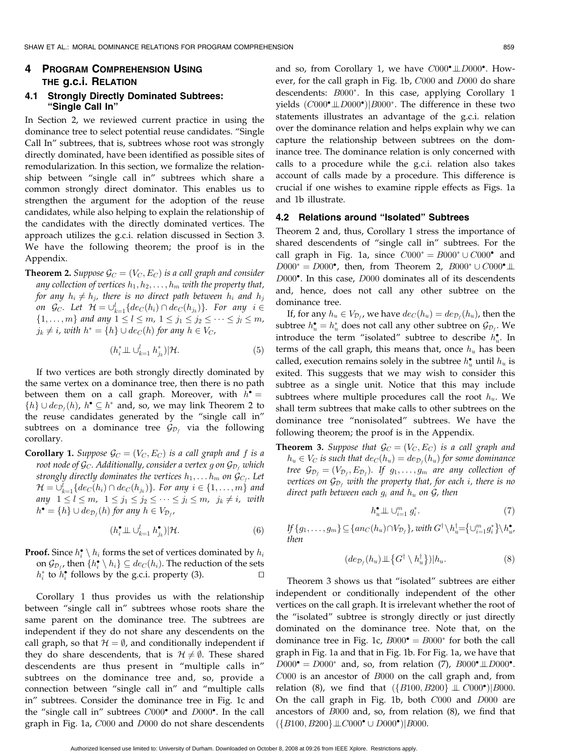## 4 Program Comprehension Using the g.c.i. Relation

### 4.1 Strongly Directly Dominated Subtrees: "Single Call In"

In Section 2, we reviewed current practice in using the dominance tree to select potential reuse candidates. "Single Call In" subtrees, that is, subtrees whose root was strongly directly dominated, have been identified as possible sites of remodularization. In this section, we formalize the relationship between "single call in" subtrees which share a common strongly direct dominator. This enables us to strengthen the argument for the adoption of the reuse candidates, while also helping to explain the relationship of the candidates with the directly dominated vertices. The approach utilizes the g.c.i. relation discussed in Section 3. We have the following theorem; the proof is in the Appendix.

**Theorem 2.** *Suppose $\mathcal{G}_C = (V_C, E_C)$ is a call graph and consider any collection of vertices $h_1, h_2, \ldots, h_m$ with the property that, for any $h_i \neq h_j$, there is no direct path between $h_i$ and $h_j$ on $\mathcal{G}_C$. Let $\mathcal{H} = \cup_{k=1}^{l}\{de_C(h_i) \cap de_C(h_{j_k})\}$. For any $i \in \{1, \ldots, m\}$ and any $1 \leq l \leq m$, $1 \leq j_1 \leq j_2 \leq \cdots \leq j_l \leq m$, $j_k \neq i$, with $h^* = \{h\} \cup de_C(h)$ for any $h \in V_C$,*

$$(h_i^* \perp\!\!\!\perp \cup_{k=1}^{l} h_{j_k}^*)|\mathcal{H}. \tag{5}$$

If two vertices are both strongly directly dominated by the same vertex on a dominance tree, then there is no path between them on a call graph. Moreover, with $h^\bullet = \{h\} \cup de_{\mathcal{D}_f}(h)$, $h^\bullet \subseteq h^*$ and, so, we may link Theorem 2 to the reuse candidates generated by the "single call in" subtrees on a dominance tree $\mathcal{G}_{\mathcal{D}_f}$ via the following corollary.

**Corollary 1.** *Suppose $\mathcal{G}_C = (V_C, E_C)$ is a call graph and $f$ is a root node of $\mathcal{G}_C$. Additionally, consider a vertex $g$ on $\mathcal{G}_{\mathcal{D}_f}$ which strongly directly dominates the vertices $h_1, \ldots h_m$ on $\mathcal{G}_{C_f}$. Let $\mathcal{H} = \cup_{k=1}^{l}\{de_C(h_i) \cap de_C(h_{j_k})\}$. For any $i \in \{1, \ldots, m\}$ and any $1 \leq l \leq m$, $1 \leq j_1 \leq j_2 \leq \cdots \leq j_l \leq m$, $j_k \neq i$, with $h^\bullet = \{h\} \cup de_{\mathcal{D}_f}(h)$ for any $h \in V_{\mathcal{D}_f}$,*

$$(h_i^\bullet \perp\!\!\!\perp \cup_{k=1}^{l} h_{j_k}^\bullet)|\mathcal{H}. \tag{6}$$

**Proof.** Since $h_i^\bullet \setminus h_i$ forms the set of vertices dominated by $h_i$ on $\mathcal{G}_{\mathcal{D}_f}$, then $\{h_i^\bullet \setminus h_i\} \subseteq de_C(h_i)$. The reduction of the sets $h_i^*$ to $h_i^\bullet$ follows by the g.c.i. property (3). □

Corollary 1 thus provides us with the relationship between "single call in" subtrees whose roots share the same parent on the dominance tree. The subtrees are independent if they do not share any descendents on the call graph, so that $\mathcal{H} = \emptyset$, and conditionally independent if they do share descendents, that is $\mathcal{H} \neq \emptyset$. These shared descendents are thus present in "multiple calls in" subtrees on the dominance tree and, so, provide a connection between "single call in" and "multiple calls in" subtrees. Consider the dominance tree in Fig. 1c and the "single call in" subtrees $C000^\bullet$ and $D000^\bullet$. In the call graph in Fig. 1a, $C000$ and $D000$ do not share descendents and so, from Corollary 1, we have $C000^\bullet \perp\!\!\!\perp D000^\bullet$. However, for the call graph in Fig. 1b, $C000$ and $D000$ do share descendents: $B000^*$. In this case, applying Corollary 1 yields $(C000^\bullet \perp\!\!\!\perp D000^\bullet)|B000^*$. The difference in these two statements illustrates an advantage of the g.c.i. relation over the dominance relation and helps explain why we can capture the relationship between subtrees on the dominance tree. The dominance relation is only concerned with calls to a procedure while the g.c.i. relation also takes account of calls made by a procedure. This difference is crucial if one wishes to examine ripple effects as Figs. 1a and 1b illustrate.

### 4.2 Relations around "Isolated" Subtrees

Theorem 2 and, thus, Corollary 1 stress the importance of shared descendents of "single call in" subtrees. For the call graph in Fig. 1a, since $C000^* = B000^* \cup C000^\bullet$ and $D000^* = D000^\bullet$, then, from Theorem 2, $B000^* \cup C000^\bullet \perp\!\!\!\perp D000^\bullet$. In this case, $D000$ dominates all of its descendents and, hence, does not call any other subtree on the dominance tree.

If, for any $h_u \in V_{\mathcal{D}_f}$, we have $de_C(h_u) = de_{\mathcal{D}_f}(h_u)$, then the subtree $h_u^\bullet = h_u^*$ does not call any other subtree on $\mathcal{G}_{\mathcal{D}_f}$. We introduce the term "isolated" subtree to describe $h_u^\bullet$. In terms of the call graph, this means that, once $h_u$ has been called, execution remains solely in the subtree $h_u^\bullet$ until $h_u$ is exited. This suggests that we may wish to consider this subtree as a single unit. Notice that this may include subtrees where multiple procedures call the root $h_u$. We shall term subtrees that make calls to other subtrees on the dominance tree "nonisolated" subtrees. We have the following theorem; the proof is in the Appendix.

**Theorem 3.** *Suppose that $\mathcal{G}_C = (V_C, E_C)$ is a call graph and $h_u \in V_C$ is such that $de_C(h_u) = de_{\mathcal{D}_f}(h_u)$ for some dominance tree $\mathcal{G}_{\mathcal{D}_f} = (V_{\mathcal{D}_f}, E_{\mathcal{D}_f})$. If $g_1, \ldots, g_m$ are any collection of vertices on $\mathcal{G}_{\mathcal{D}_f}$ with the property that, for each $i$, there is no direct path between each $g_i$ and $h_u$ on $\mathcal{G}$, then*

$$h_u^\bullet \perp\!\!\!\perp \cup_{i=1}^{m} g_i^*. \tag{7}$$

*If $\{g_1, \ldots, g_m\} \subseteq \{an_C(h_u) \cap V_{\mathcal{D}_f}\}$, with $G^\dagger \setminus h_u^\dagger = \{\cup_{i=1}^{m} g_i^*\} \setminus h_u^\bullet$, then*

$$(de_{\mathcal{D}_f}(h_u) \perp\!\!\!\perp \{G^\dagger \setminus h_u^\dagger\})|h_u. \tag{8}$$

Theorem 3 shows us that "isolated" subtrees are either independent or conditionally independent of the other vertices on the call graph. It is irrelevant whether the root of the "isolated" subtree is strongly directly or just directly dominated on the dominance tree. Note that, on the dominance tree in Fig. 1c, $B000^\bullet = B000^*$ for both the call graph in Fig. 1a and that in Fig. 1b. For Fig. 1a, we have that $D000^\bullet = D000^*$ and, so, from relation (7), $B000^\bullet \perp\!\!\!\perp D000^\bullet$. $C000$ is an ancestor of $B000$ on the call graph and, from relation (8), we find that $(\{B100, B200\} \perp\!\!\!\perp C000^\bullet)|B000$. On the call graph in Fig. 1b, both $C000$ and $D000$ are ancestors of $B000$ and, so, from relation (8), we find that $(\{B100, B200\} \perp\!\!\!\perp C000^\bullet \cup D000^\bullet)|B000$.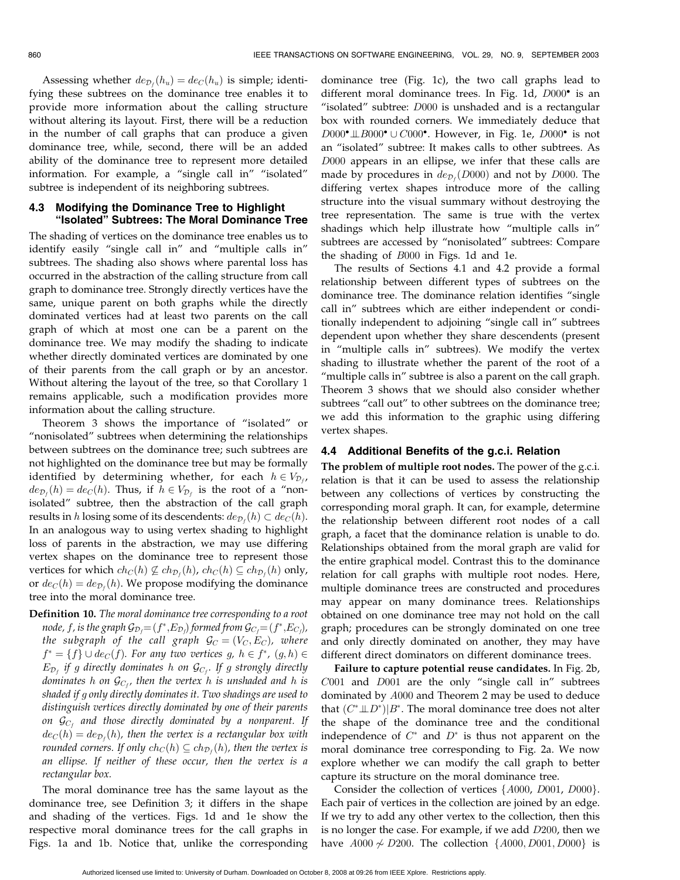Assessing whether $de_{\mathcal{D}_f}(h_u) = de_C(h_u)$ is simple; identifying these subtrees on the dominance tree enables it to provide more information about the calling structure without altering its layout. First, there will be a reduction in the number of call graphs that can produce a given dominance tree, while, second, there will be an added ability of the dominance tree to represent more detailed information. For example, a "single call in" "isolated" subtree is independent of its neighboring subtrees.

### 4.3 Modifying the Dominance Tree to Highlight "Isolated" Subtrees: The Moral Dominance Tree

The shading of vertices on the dominance tree enables us to identify easily "single call in" and "multiple calls in" subtrees. The shading also shows where parental loss has occurred in the abstraction of the calling structure from call graph to dominance tree. Strongly directly vertices have the same, unique parent on both graphs while the directly dominated vertices had at least two parents on the call graph of which at most one can be a parent on the dominance tree. We may modify the shading to indicate whether directly dominated vertices are dominated by one of their parents from the call graph or by an ancestor. Without altering the layout of the tree, so that Corollary 1 remains applicable, such a modification provides more information about the calling structure.

Theorem 3 shows the importance of "isolated" or "nonisolated" subtrees when determining the relationships between subtrees on the dominance tree; such subtrees are not highlighted on the dominance tree but may be formally identified by determining whether, for each $h \in V_{\mathcal{D}_f}$, $de_{\mathcal{D}_f}(h) = de_C(h)$. Thus, if $h \in V_{\mathcal{D}_f}$ is the root of a "nonisolated" subtree, then the abstraction of the call graph results in $h$ losing some of its descendents: $de_{\mathcal{D}_f}(h) \subset de_C(h)$. In an analogous way to using vertex shading to highlight loss of parents in the abstraction, we may use differing vertex shapes on the dominance tree to represent those vertices for which $ch_C(h) \not\subseteq ch_{\mathcal{D}_f}(h)$, $ch_C(h) \subseteq ch_{\mathcal{D}_f}(h)$ only, or $de_C(h) = de_{\mathcal{D}_f}(h)$. We propose modifying the dominance tree into the moral dominance tree.

**Definition 10.** *The moral dominance tree corresponding to a root node, $f$, is the graph $\mathcal{G}_{\mathcal{D}_f} = (f^*, E_{\mathcal{D}_f})$ formed from $\mathcal{G}_{C_f} = (f^*, E_{C_f})$, the subgraph of the call graph $\mathcal{G}_C = (V_C, E_C)$, where $f^* = \{f\} \cup de_C(f)$. For any two vertices $g, h \in f^*$, $(g, h) \in E_{\mathcal{D}_f}$ if $g$ directly dominates $h$ on $\mathcal{G}_{C_f}$. If $g$ strongly directly dominates $h$ on $\mathcal{G}_{C_f}$, then the vertex $h$ is unshaded and $h$ is shaded if $g$ only directly dominates it. Two shadings are used to distinguish vertices directly dominated by one of their parents on $\mathcal{G}_{C_f}$ and those directly dominated by a nonparent. If $de_C(h) = de_{\mathcal{D}_f}(h)$, then the vertex is a rectangular box with rounded corners. If only $ch_C(h) \subseteq ch_{\mathcal{D}_f}(h)$, then the vertex is an ellipse. If neither of these occur, then the vertex is a rectangular box.*

The moral dominance tree has the same layout as the dominance tree, see Definition 3; it differs in the shape and shading of the vertices. Figs. 1d and 1e show the respective moral dominance trees for the call graphs in Figs. 1a and 1b. Notice that, unlike the corresponding dominance tree (Fig. 1c), the two call graphs lead to different moral dominance trees. In Fig. 1d, $D000^{\bullet}$ is an "isolated" subtree: $D000$ is unshaded and is a rectangular box with rounded corners. We immediately deduce that $D000^{\bullet} \perp\!\!\!\perp B000^{\bullet} \cup C000^{\bullet}$. However, in Fig. 1e, $D000^{\bullet}$ is not an "isolated" subtree: It makes calls to other subtrees. As $D000$ appears in an ellipse, we infer that these calls are made by procedures in $de_{\mathcal{D}_f}(D000)$ and not by $D000$. The differing vertex shapes introduce more of the calling structure into the visual summary without destroying the tree representation. The same is true with the vertex shadings which help illustrate how "multiple calls in" subtrees are accessed by "nonisolated" subtrees: Compare the shading of $B000$ in Figs. 1d and 1e.

The results of Sections 4.1 and 4.2 provide a formal relationship between different types of subtrees on the dominance tree. The dominance relation identifies "single call in" subtrees which are either independent or conditionally independent to adjoining "single call in" subtrees dependent upon whether they share descendents (present in "multiple calls in" subtrees). We modify the vertex shading to illustrate whether the parent of the root of a "multiple calls in" subtree is also a parent on the call graph. Theorem 3 shows that we should also consider whether subtrees "call out" to other subtrees on the dominance tree; we add this information to the graphic using differing vertex shapes.

### 4.4 Additional Benefits of the g.c.i. Relation

**The problem of multiple root nodes.** The power of the g.c.i. relation is that it can be used to assess the relationship between any collections of vertices by constructing the corresponding moral graph. It can, for example, determine the relationship between different root nodes of a call graph, a facet that the dominance relation is unable to do. Relationships obtained from the moral graph are valid for the entire graphical model. Contrast this to the dominance relation for call graphs with multiple root nodes. Here, multiple dominance trees are constructed and procedures may appear on many dominance trees. Relationships obtained on one dominance tree may not hold on the call graph; procedures can be strongly dominated on one tree and only directly dominated on another, they may have different direct dominators on different dominance trees.

**Failure to capture potential reuse candidates.** In Fig. 2b, $C001$ and $D001$ are the only "single call in" subtrees dominated by $A000$ and Theorem 2 may be used to deduce that $(C^* \perp\!\!\!\perp D^*)|B^*$. The moral dominance tree does not alter the shape of the dominance tree and the conditional independence of $C^*$ and $D^*$ is thus not apparent on the moral dominance tree corresponding to Fig. 2a. We now explore whether we can modify the call graph to better capture its structure on the moral dominance tree.

Consider the collection of vertices $\{A000, D001, D000\}$. Each pair of vertices in the collection are joined by an edge. If we try to add any other vertex to the collection, then this is no longer the case. For example, if we add $D200$, then we have $A000 \not\sim D200$. The collection $\{A000, D001, D000\}$ is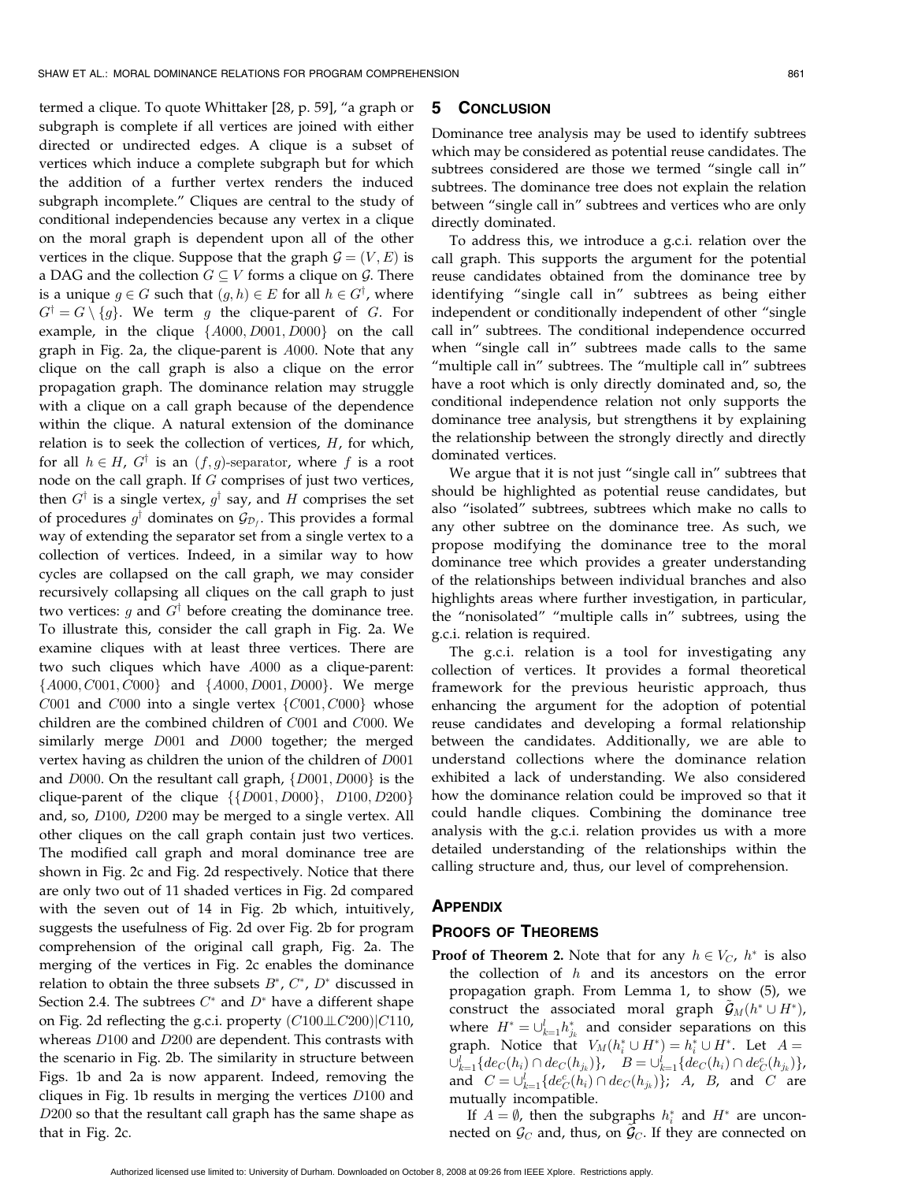termed a clique. To quote Whittaker [28, p. 59], "a graph or subgraph is complete if all vertices are joined with either directed or undirected edges. A clique is a subset of vertices which induce a complete subgraph but for which the addition of a further vertex renders the induced subgraph incomplete." Cliques are central to the study of conditional independencies because any vertex in a clique on the moral graph is dependent upon all of the other vertices in the clique. Suppose that the graph $\mathcal{G} = (V, E)$ is a DAG and the collection $G \subseteq V$ forms a clique on $\mathcal{G}$. There is a unique $g \in G$ such that $(g, h) \in E$ for all $h \in G^{\dagger}$, where $G^{\dagger} = G \setminus \{g\}$. We term $g$ the clique-parent of $G$. For example, in the clique $\{A000, D001, D000\}$ on the call graph in Fig. 2a, the clique-parent is $A000$. Note that any clique on the call graph is also a clique on the error propagation graph. The dominance relation may struggle with a clique on a call graph because of the dependence within the clique. A natural extension of the dominance relation is to seek the collection of vertices, $H$, for which, for all $h \in H$, $G^{\dagger}$ is an $(f, g)$-separator, where $f$ is a root node on the call graph. If $G$ comprises of just two vertices, then $G^{\dagger}$ is a single vertex, $g^{\dagger}$ say, and $H$ comprises the set of procedures $g^{\dagger}$ dominates on $\mathcal{G}_{\mathcal{D}_f}$. This provides a formal way of extending the separator set from a single vertex to a collection of vertices. Indeed, in a similar way to how cycles are collapsed on the call graph, we may consider recursively collapsing all cliques on the call graph to just two vertices: $g$ and $G^{\dagger}$ before creating the dominance tree. To illustrate this, consider the call graph in Fig. 2a. We examine cliques with at least three vertices. There are two such cliques which have $A000$ as a clique-parent: $\{A000, C001, C000\}$ and $\{A000, D001, D000\}$. We merge $C001$ and $C000$ into a single vertex $\{C001, C000\}$ whose children are the combined children of $C001$ and $C000$. We similarly merge $D001$ and $D000$ together; the merged vertex having as children the union of the children of $D001$ and $D000$. On the resultant call graph, $\{D001, D000\}$ is the clique-parent of the clique $\{\{D001, D000\},\ D100, D200\}$ and, so, $D100$, $D200$ may be merged to a single vertex. All other cliques on the call graph contain just two vertices. The modified call graph and moral dominance tree are shown in Fig. 2c and Fig. 2d respectively. Notice that there are only two out of 11 shaded vertices in Fig. 2d compared with the seven out of 14 in Fig. 2b which, intuitively, suggests the usefulness of Fig. 2d over Fig. 2b for program comprehension of the original call graph, Fig. 2a. The merging of the vertices in Fig. 2c enables the dominance relation to obtain the three subsets $B^*$, $C^*$, $D^*$ discussed in Section 2.4. The subtrees $C^*$ and $D^*$ have a different shape on Fig. 2d reflecting the g.c.i. property $(C100 \perp\!\!\!\perp C200)|C110$, whereas $D100$ and $D200$ are dependent. This contrasts with the scenario in Fig. 2b. The similarity in structure between Figs. 1b and 2a is now apparent. Indeed, removing the cliques in Fig. 1b results in merging the vertices $D100$ and $D200$ so that the resultant call graph has the same shape as that in Fig. 2c.

## 5 Conclusion

Dominance tree analysis may be used to identify subtrees which may be considered as potential reuse candidates. The subtrees considered are those we termed "single call in" subtrees. The dominance tree does not explain the relation between "single call in" subtrees and vertices who are only directly dominated.

To address this, we introduce a g.c.i. relation over the call graph. This supports the argument for the potential reuse candidates obtained from the dominance tree by identifying "single call in" subtrees as being either independent or conditionally independent of other "single call in" subtrees. The conditional independence occurred when "single call in" subtrees made calls to the same "multiple call in" subtrees. The "multiple call in" subtrees have a root which is only directly dominated and, so, the conditional independence relation not only supports the dominance tree analysis, but strengthens it by explaining the relationship between the strongly directly and directly dominated vertices.

We argue that it is not just "single call in" subtrees that should be highlighted as potential reuse candidates, but also "isolated" subtrees, subtrees which make no calls to any other subtree on the dominance tree. As such, we propose modifying the dominance tree to the moral dominance tree which provides a greater understanding of the relationships between individual branches and also highlights areas where further investigation, in particular, the "nonisolated" "multiple calls in" subtrees, using the g.c.i. relation is required.

The g.c.i. relation is a tool for investigating any collection of vertices. It provides a formal theoretical framework for the previous heuristic approach, thus enhancing the argument for the adoption of potential reuse candidates and developing a formal relationship between the candidates. Additionally, we are able to understand collections where the dominance relation exhibited a lack of understanding. We also considered how the dominance relation could be improved so that it could handle cliques. Combining the dominance tree analysis with the g.c.i. relation provides us with a more detailed understanding of the relationships within the calling structure and, thus, our level of comprehension.

## Appendix

### Proofs of Theorems

**Proof of Theorem 2.** Note that for any $h \in V_C$, $h^*$ is also the collection of $h$ and its ancestors on the error propagation graph. From Lemma 1, to show (5), we construct the associated moral graph $\tilde{\mathcal{G}}_M(h^* \cup H^*)$, where $H^* = \cup_{k=1}^{l} h_{j_k}^*$ and consider separations on this graph. Notice that $V_M(h_i^* \cup H^*) = h_i^* \cup H^*$. Let $A = \cup_{k=1}^{l}\{de_C(h_i) \cap de_C(h_{j_k})\}$, $B = \cup_{k=1}^{l}\{de_C(h_i) \cap de_C^c(h_{j_k})\}$, and $C = \cup_{k=1}^{l}\{de_C^c(h_i) \cap de_C(h_{j_k})\}$; $A$, $B$, and $C$ are mutually incompatible.

If $A = \emptyset$, then the subgraphs $h_i^*$ and $H^*$ are unconnected on $\mathcal{G}_C$ and, thus, on $\tilde{\mathcal{G}}_C$. If they are connected on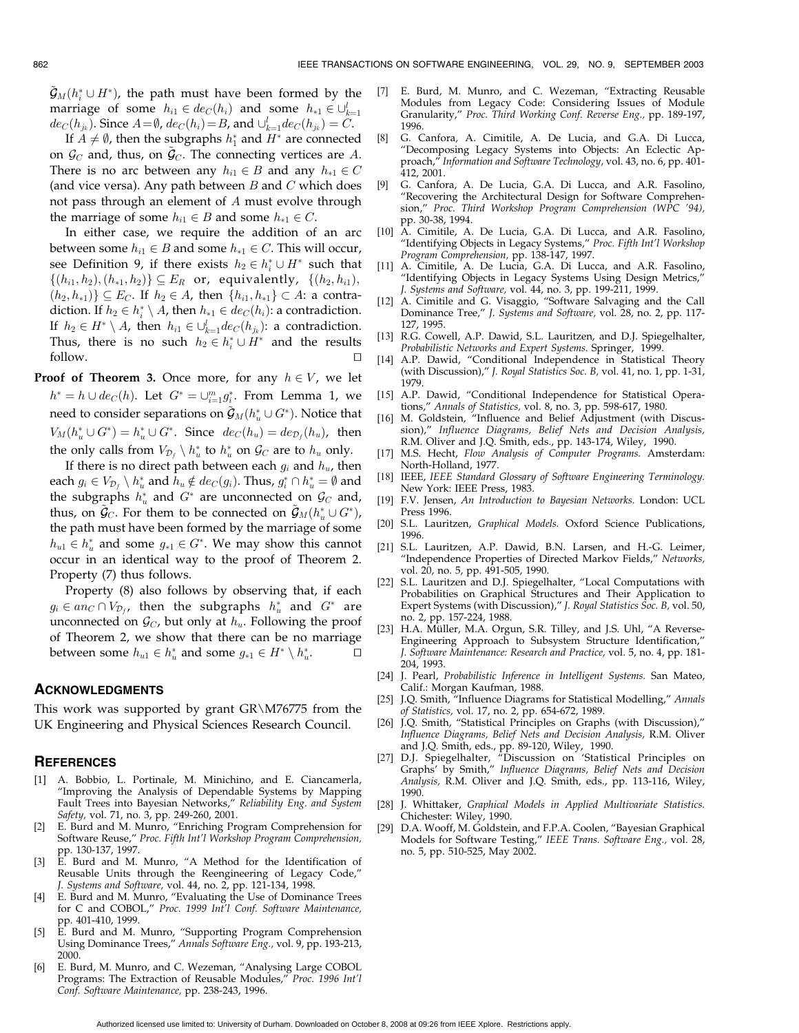$\tilde{\mathcal{G}}_M(h_i^* \cup H^*)$, the path must have been formed by the marriage of some $h_{i1} \in de_C(h_i)$ and some $h_{*1} \in \cup_{k=1}^l de_C(h_{j_k})$. Since $A = \emptyset$, $de_C(h_i) = B$, and $\cup_{k=1}^l de_C(h_{j_k}) = C$.

If $A \neq \emptyset$, then the subgraphs $h_1^*$ and $H^*$ are connected on $\mathcal{G}_C$ and, thus, on $\tilde{\mathcal{G}}_C$. The connecting vertices are $A$. There is no arc between any $h_{i1} \in B$ and any $h_{*1} \in C$ (and vice versa). Any path between $B$ and $C$ which does not pass through an element of $A$ must evolve through the marriage of some $h_{i1} \in B$ and some $h_{*1} \in C$.

In either case, we require the addition of an arc between some $h_{i1} \in B$ and some $h_{*1} \in C$. This will occur, see Definition 9, if there exists $h_2 \in h_i^* \cup H^*$ such that $\{(h_{i1}, h_2), (h_{*1}, h_2)\} \subseteq E_R$ or, equivalently, $\{(h_2, h_{i1}), (h_2, h_{*1})\} \subseteq E_C$. If $h_2 \in A$, then $\{h_{i1}, h_{*1}\} \subset A$: a contradiction. If $h_2 \in h_i^* \setminus A$, then $h_{*1} \in de_C(h_i)$: a contradiction. If $h_2 \in H^* \setminus A$, then $h_{i1} \in \cup_{k=1}^l de_C(h_{j_k})$: a contradiction. Thus, there is no such $h_2 \in h_i^* \cup H^*$ and the results follow. □

**Proof of Theorem 3.** Once more, for any $h \in V$, we let $h^* = h \cup de_C(h)$. Let $G^* = \cup_{i=1}^m g_i^*$. From Lemma 1, we need to consider separations on $\tilde{\mathcal{G}}_M(h_u^* \cup G^*)$. Notice that $V_M(h_u^* \cup G^*) = h_u^* \cup G^*$. Since $de_C(h_u) = de_{\mathcal{D}_f}(h_u)$, then the only calls from $V_{\mathcal{D}_f} \setminus h_u^*$ to $h_u^*$ on $\mathcal{G}_C$ are to $h_u$ only.

If there is no direct path between each $g_i$ and $h_u$, then each $g_i \in V_{\mathcal{D}_f} \setminus h_u^*$ and $h_u \notin de_C(g_i)$. Thus, $g_i^* \cap h_u^* = \emptyset$ and the subgraphs $h_u^*$ and $G^*$ are unconnected on $\mathcal{G}_C$ and, thus, on $\tilde{\mathcal{G}}_C$. For them to be connected on $\tilde{\mathcal{G}}_M(h_u^* \cup G^*)$, the path must have been formed by the marriage of some $h_{u1} \in h_u^*$ and some $g_{*1} \in G^*$. We may show this cannot occur in an identical way to the proof of Theorem 2. Property (7) thus follows.

Property (8) also follows by observing that, if each $g_i \in an_C \cap V_{\mathcal{D}_f}$, then the subgraphs $h_u^*$ and $G^*$ are unconnected on $\mathcal{G}_C$, but only at $h_u$. Following the proof of Theorem 2, we show that there can be no marriage between some $h_{u1} \in h_u^*$ and some $g_{*1} \in H^* \setminus h_u^*$. □

## Acknowledgments

This work was supported by grant GR\M76775 from the UK Engineering and Physical Sciences Research Council.

## References

[1] A. Bobbio, L. Portinale, M. Minichino, and E. Ciancamerla, "Improving the Analysis of Dependable Systems by Mapping Fault Trees into Bayesian Networks," *Reliability Eng. and System Safety,* vol. 71, no. 3, pp. 249-260, 2001.

[2] E. Burd and M. Munro, "Enriching Program Comprehension for Software Reuse," *Proc. Fifth Int'l Workshop Program Comprehension,* pp. 130-137, 1997.

[3] E. Burd and M. Munro, "A Method for the Identification of Reusable Units through the Reengineering of Legacy Code," *J. Systems and Software,* vol. 44, no. 2, pp. 121-134, 1998.

[4] E. Burd and M. Munro, "Evaluating the Use of Dominance Trees for C and COBOL," *Proc. 1999 Int'l Conf. Software Maintenance,* pp. 401-410, 1999.

[5] E. Burd and M. Munro, "Supporting Program Comprehension Using Dominance Trees," *Annals Software Eng.,* vol. 9, pp. 193-213, 2000.

[6] E. Burd, M. Munro, and C. Wezeman, "Analysing Large COBOL Programs: The Extraction of Reusable Modules," *Proc. 1996 Int'l Conf. Software Maintenance,* pp. 238-243, 1996.

[7] E. Burd, M. Munro, and C. Wezeman, "Extracting Reusable Modules from Legacy Code: Considering Issues of Module Granularity," *Proc. Third Working Conf. Reverse Eng.,* pp. 189-197, 1996.

[8] G. Canfora, A. Cimitile, A. De Lucia, and G.A. Di Lucca, "Decomposing Legacy Systems into Objects: An Eclectic Approach," *Information and Software Technology,* vol. 43, no. 6, pp. 401-412, 2001.

[9] G. Canfora, A. De Lucia, G.A. Di Lucca, and A.R. Fasolino, "Recovering the Architectural Design for Software Comprehension," *Proc. Third Workshop Program Comprehension (WPC '94),* pp. 30-38, 1994.

[10] A. Cimitile, A. De Lucia, G.A. Di Lucca, and A.R. Fasolino, "Identifying Objects in Legacy Systems," *Proc. Fifth Int'l Workshop Program Comprehension,* pp. 138-147, 1997.

[11] A. Cimitile, A. De Lucia, G.A. Di Lucca, and A.R. Fasolino, "Identifying Objects in Legacy Systems Using Design Metrics," *J. Systems and Software,* vol. 44, no. 3, pp. 199-211, 1999.

[12] A. Cimitile and G. Visaggio, "Software Salvaging and the Call Dominance Tree," *J. Systems and Software,* vol. 28, no. 2, pp. 117-127, 1995.

[13] R.G. Cowell, A.P. Dawid, S.L. Lauritzen, and D.J. Spiegelhalter, *Probabilistic Networks and Expert Systems.* Springer, 1999.

[14] A.P. Dawid, "Conditional Independence in Statistical Theory (with Discussion)," *J. Royal Statistics Soc. B,* vol. 41, no. 1, pp. 1-31, 1979.

[15] A.P. Dawid, "Conditional Independence for Statistical Operations," *Annals of Statistics,* vol. 8, no. 3, pp. 598-617, 1980.

[16] M. Goldstein, "Influence and Belief Adjustment (with Discussion)," *Influence Diagrams, Belief Nets and Decision Analysis,* R.M. Oliver and J.Q. Smith, eds., pp. 143-174, Wiley, 1990.

[17] M.S. Hecht, *Flow Analysis of Computer Programs.* Amsterdam: North-Holland, 1977.

[18] IEEE, *IEEE Standard Glossary of Software Engineering Terminology.* New York: IEEE Press, 1983.

[19] F.V. Jensen, *An Introduction to Bayesian Networks.* London: UCL Press 1996.

[20] S.L. Lauritzen, *Graphical Models.* Oxford Science Publications, 1996.

[21] S.L. Lauritzen, A.P. Dawid, B.N. Larsen, and H.-G. Leimer, "Independence Properties of Directed Markov Fields," *Networks,* vol. 20, no. 5, pp. 491-505, 1990.

[22] S.L. Lauritzen and D.J. Spiegelhalter, "Local Computations with Probabilities on Graphical Structures and Their Application to Expert Systems (with Discussion)," *J. Royal Statistics Soc. B,* vol. 50, no. 2, pp. 157-224, 1988.

[23] H.A. Müller, M.A. Orgun, S.R. Tilley, and J.S. Uhl, "A Reverse-Engineering Approach to Subsystem Structure Identification," *J. Software Maintenance: Research and Practice,* vol. 5, no. 4, pp. 181-204, 1993.

[24] J. Pearl, *Probabilistic Inference in Intelligent Systems.* San Mateo, Calif.: Morgan Kaufman, 1988.

[25] J.Q. Smith, "Influence Diagrams for Statistical Modelling," *Annals of Statistics,* vol. 17, no. 2, pp. 654-672, 1989.

[26] J.Q. Smith, "Statistical Principles on Graphs (with Discussion)," *Influence Diagrams, Belief Nets and Decision Analysis,* R.M. Oliver and J.Q. Smith, eds., pp. 89-120, Wiley, 1990.

[27] D.J. Spiegelhalter, "Discussion on 'Statistical Principles on Graphs' by Smith," *Influence Diagrams, Belief Nets and Decision Analysis,* R.M. Oliver and J.Q. Smith, eds., pp. 113-116, Wiley, 1990.

[28] J. Whittaker, *Graphical Models in Applied Multivariate Statistics.* Chichester: Wiley, 1990.

[29] D.A. Wooff, M. Goldstein, and F.P.A. Coolen, "Bayesian Graphical Models for Software Testing," *IEEE Trans. Software Eng.,* vol. 28, no. 5, pp. 510-525, May 2002.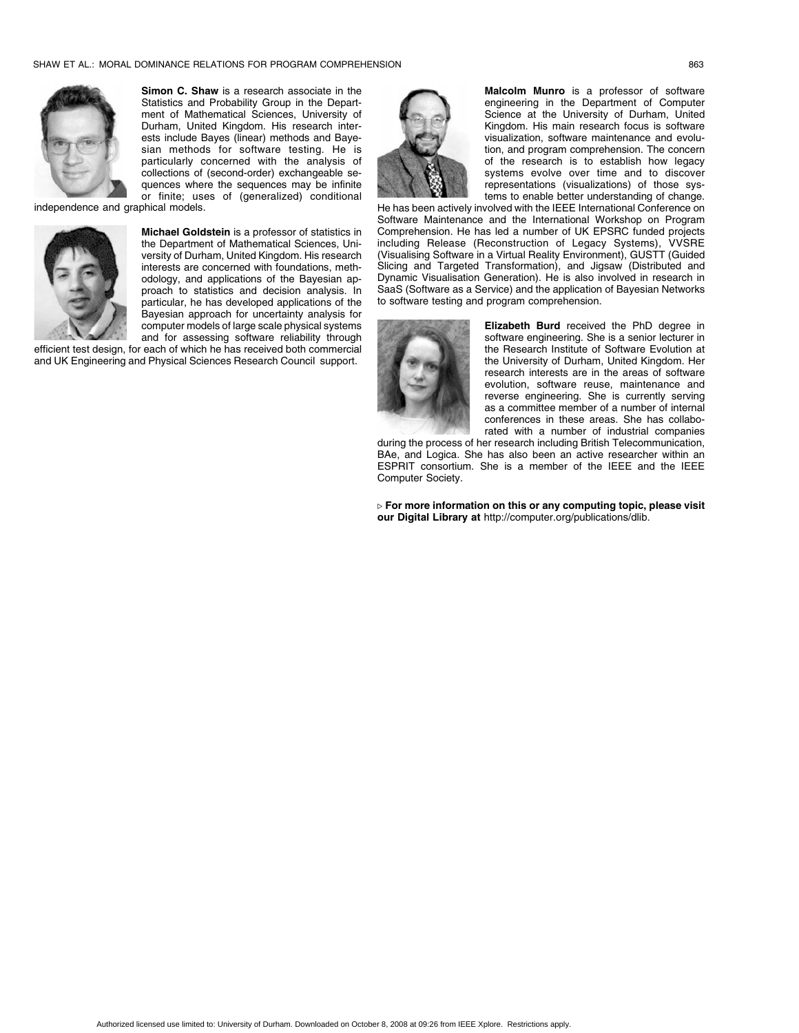**Simon C. Shaw** is a research associate in the Statistics and Probability Group in the Department of Mathematical Sciences, University of Durham, United Kingdom. His research interests include Bayes (linear) methods and Bayesian methods for software testing. He is particularly concerned with the analysis of collections of (second-order) exchangeable sequences where the sequences may be infinite or finite; uses of (generalized) conditional independence and graphical models.

**Michael Goldstein** is a professor of statistics in the Department of Mathematical Sciences, University of Durham, United Kingdom. His research interests are concerned with foundations, methodology, and applications of the Bayesian approach to statistics and decision analysis. In particular, he has developed applications of the Bayesian approach for uncertainty analysis for computer models of large scale physical systems and for assessing software reliability through efficient test design, for each of which he has received both commercial and UK Engineering and Physical Sciences Research Council support.

**Malcolm Munro** is a professor of software engineering in the Department of Computer Science at the University of Durham, United Kingdom. His main research focus is software visualization, software maintenance and evolution, and program comprehension. The concern of the research is to establish how legacy systems evolve over time and to discover representations (visualizations) of those systems to enable better understanding of change. He has been actively involved with the IEEE International Conference on Software Maintenance and the International Workshop on Program Comprehension. He has led a number of UK EPSRC funded projects including Release (Reconstruction of Legacy Systems), VVSRE (Visualising Software in a Virtual Reality Environment), GUSTT (Guided Slicing and Targeted Transformation), and Jigsaw (Distributed and Dynamic Visualisation Generation). He is also involved in research in SaaS (Software as a Service) and the application of Bayesian Networks to software testing and program comprehension.

**Elizabeth Burd** received the PhD degree in software engineering. She is a senior lecturer in the Research Institute of Software Evolution at the University of Durham, United Kingdom. Her research interests are in the areas of software evolution, software reuse, maintenance and reverse engineering. She is currently serving as a committee member of a number of internal conferences in these areas. She has collaborated with a number of industrial companies during the process of her research including British Telecommunication, BAe, and Logica. She has also been an active researcher within an ESPRIT consortium. She is a member of the IEEE and the IEEE Computer Society.

▷ **For more information on this or any computing topic, please visit our Digital Library at** http://computer.org/publications/dlib.